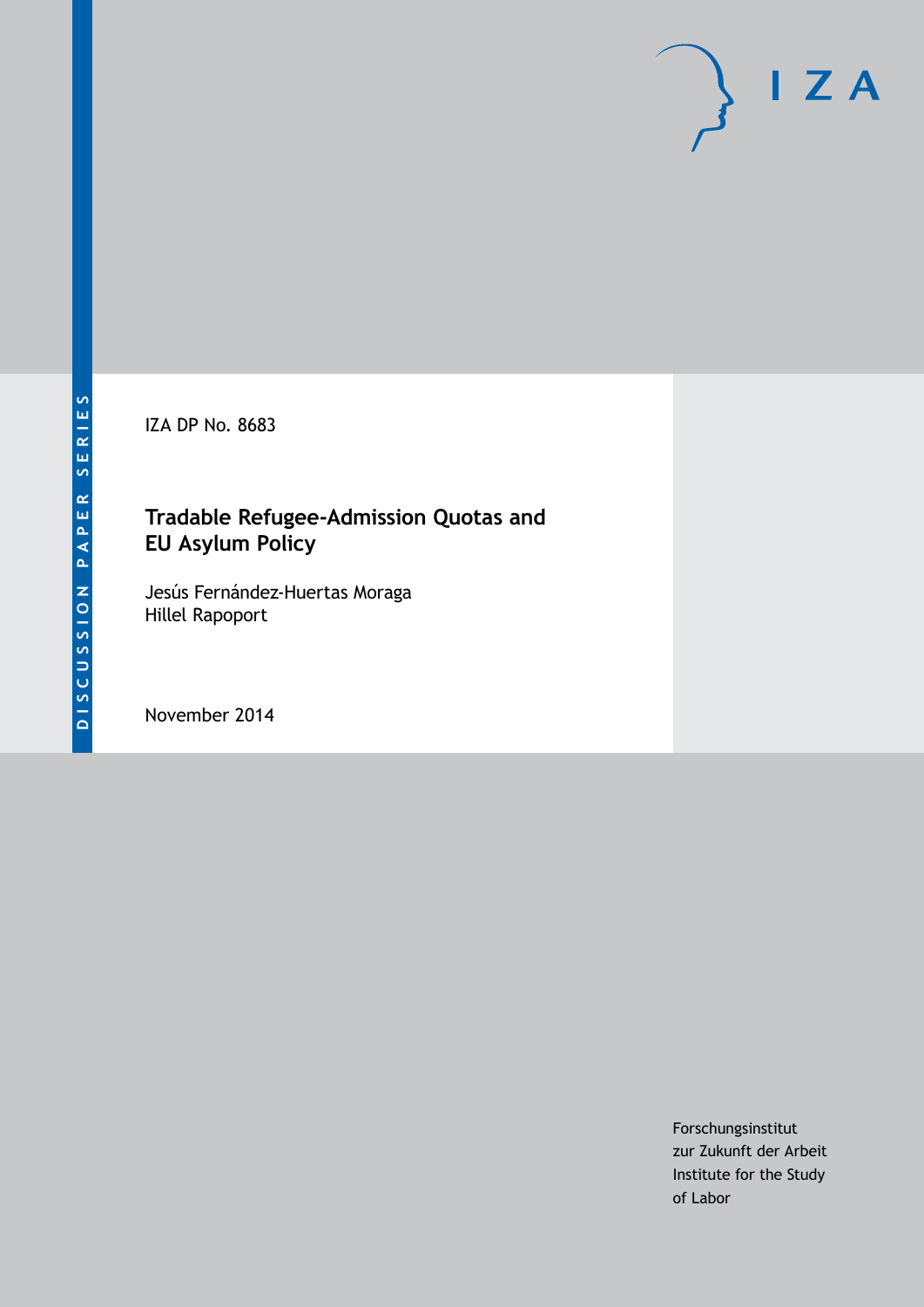DISCUSSION PAPER SERIES

IZA

IZA DP No. 8683

# Tradable Refugee-Admission Quotas and EU Asylum Policy

Jesús Fernández-Huertas Moraga
Hillel Rapoport

November 2014

Forschungsinstitut
zur Zukunft der Arbeit
Institute for the Study
of Labor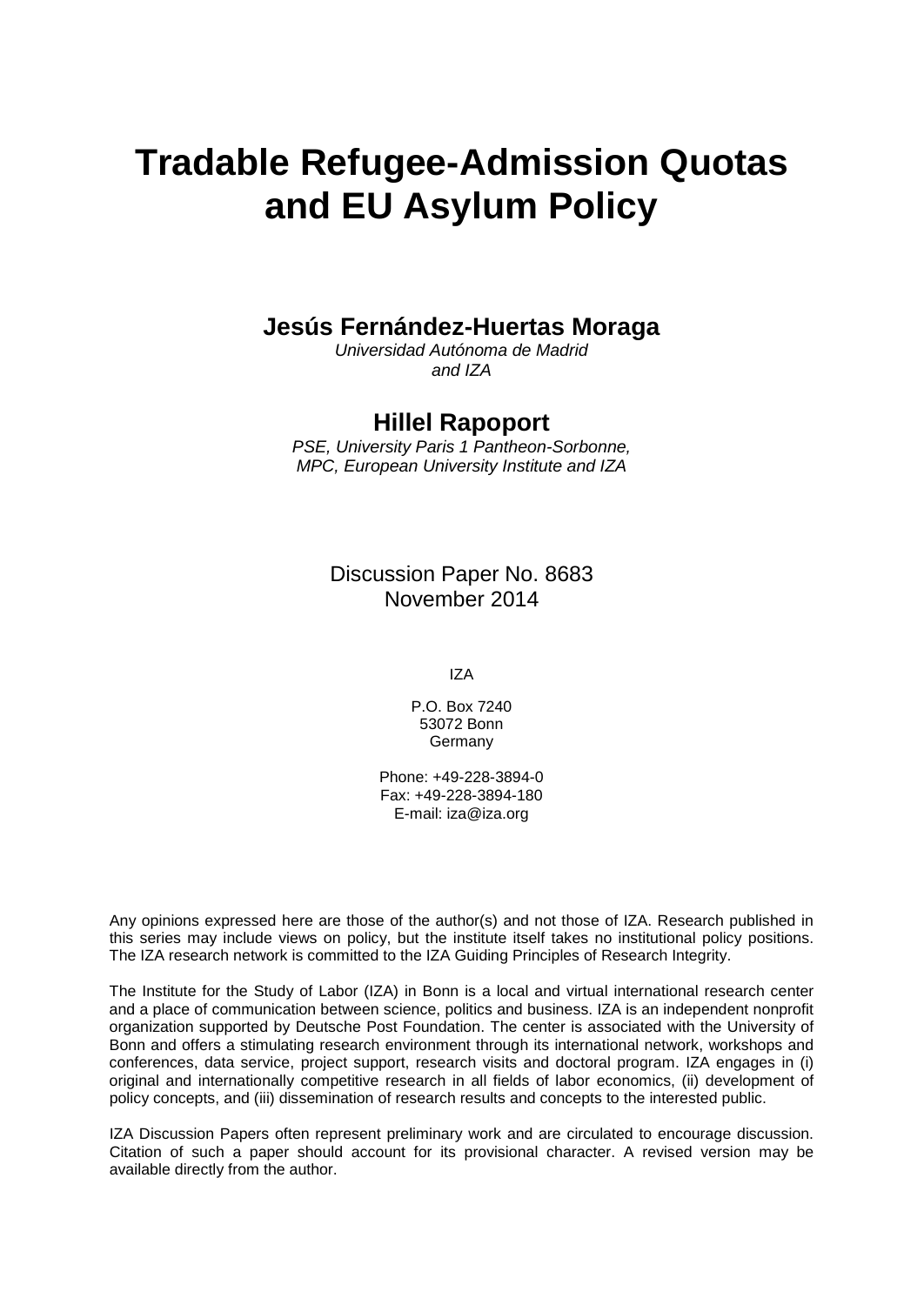# Tradable Refugee-Admission Quotas and EU Asylum Policy

**Jesús Fernández-Huertas Moraga**

*Universidad Autónoma de Madrid and IZA*

**Hillel Rapoport**

*PSE, University Paris 1 Pantheon-Sorbonne, MPC, European University Institute and IZA*

Discussion Paper No. 8683
November 2014

IZA

P.O. Box 7240
53072 Bonn
Germany

Phone: +49-228-3894-0
Fax: +49-228-3894-180
E-mail: iza@iza.org

Any opinions expressed here are those of the author(s) and not those of IZA. Research published in this series may include views on policy, but the institute itself takes no institutional policy positions. The IZA research network is committed to the IZA Guiding Principles of Research Integrity.

The Institute for the Study of Labor (IZA) in Bonn is a local and virtual international research center and a place of communication between science, politics and business. IZA is an independent nonprofit organization supported by Deutsche Post Foundation. The center is associated with the University of Bonn and offers a stimulating research environment through its international network, workshops and conferences, data service, project support, research visits and doctoral program. IZA engages in (i) original and internationally competitive research in all fields of labor economics, (ii) development of policy concepts, and (iii) dissemination of research results and concepts to the interested public.

IZA Discussion Papers often represent preliminary work and are circulated to encourage discussion. Citation of such a paper should account for its provisional character. A revised version may be available directly from the author.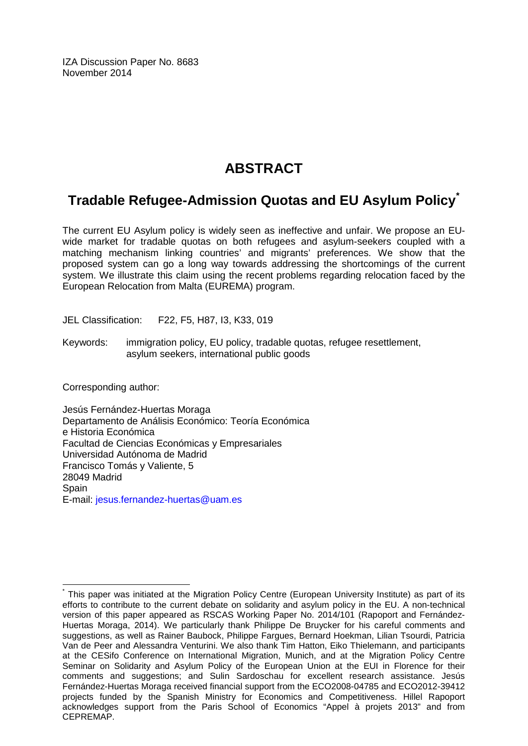IZA Discussion Paper No. 8683
November 2014

# ABSTRACT

## Tradable Refugee-Admission Quotas and EU Asylum Policy*

The current EU Asylum policy is widely seen as ineffective and unfair. We propose an EU-wide market for tradable quotas on both refugees and asylum-seekers coupled with a matching mechanism linking countries' and migrants' preferences. We show that the proposed system can go a long way towards addressing the shortcomings of the current system. We illustrate this claim using the recent problems regarding relocation faced by the European Relocation from Malta (EUREMA) program.

JEL Classification: F22, F5, H87, I3, K33, 019

Keywords: immigration policy, EU policy, tradable quotas, refugee resettlement, asylum seekers, international public goods

Corresponding author:

Jesús Fernández-Huertas Moraga
Departamento de Análisis Económico: Teoría Económica
e Historia Económica
Facultad de Ciencias Económicas y Empresariales
Universidad Autónoma de Madrid
Francisco Tomás y Valiente, 5
28049 Madrid
Spain
E-mail: jesus.fernandez-huertas@uam.es

---

* This paper was initiated at the Migration Policy Centre (European University Institute) as part of its efforts to contribute to the current debate on solidarity and asylum policy in the EU. A non-technical version of this paper appeared as RSCAS Working Paper No. 2014/101 (Rapoport and Fernández-Huertas Moraga, 2014). We particularly thank Philippe De Bruycker for his careful comments and suggestions, as well as Rainer Baubock, Philippe Fargues, Bernard Hoekman, Lilian Tsourdi, Patricia Van de Peer and Alessandra Venturini. We also thank Tim Hatton, Eiko Thielemann, and participants at the CESifo Conference on International Migration, Munich, and at the Migration Policy Centre Seminar on Solidarity and Asylum Policy of the European Union at the EUI in Florence for their comments and suggestions; and Sulin Sardoschau for excellent research assistance. Jesús Fernández-Huertas Moraga received financial support from the ECO2008-04785 and ECO2012-39412 projects funded by the Spanish Ministry for Economics and Competitiveness. Hillel Rapoport acknowledges support from the Paris School of Economics "Appel à projets 2013" and from CEPREMAP.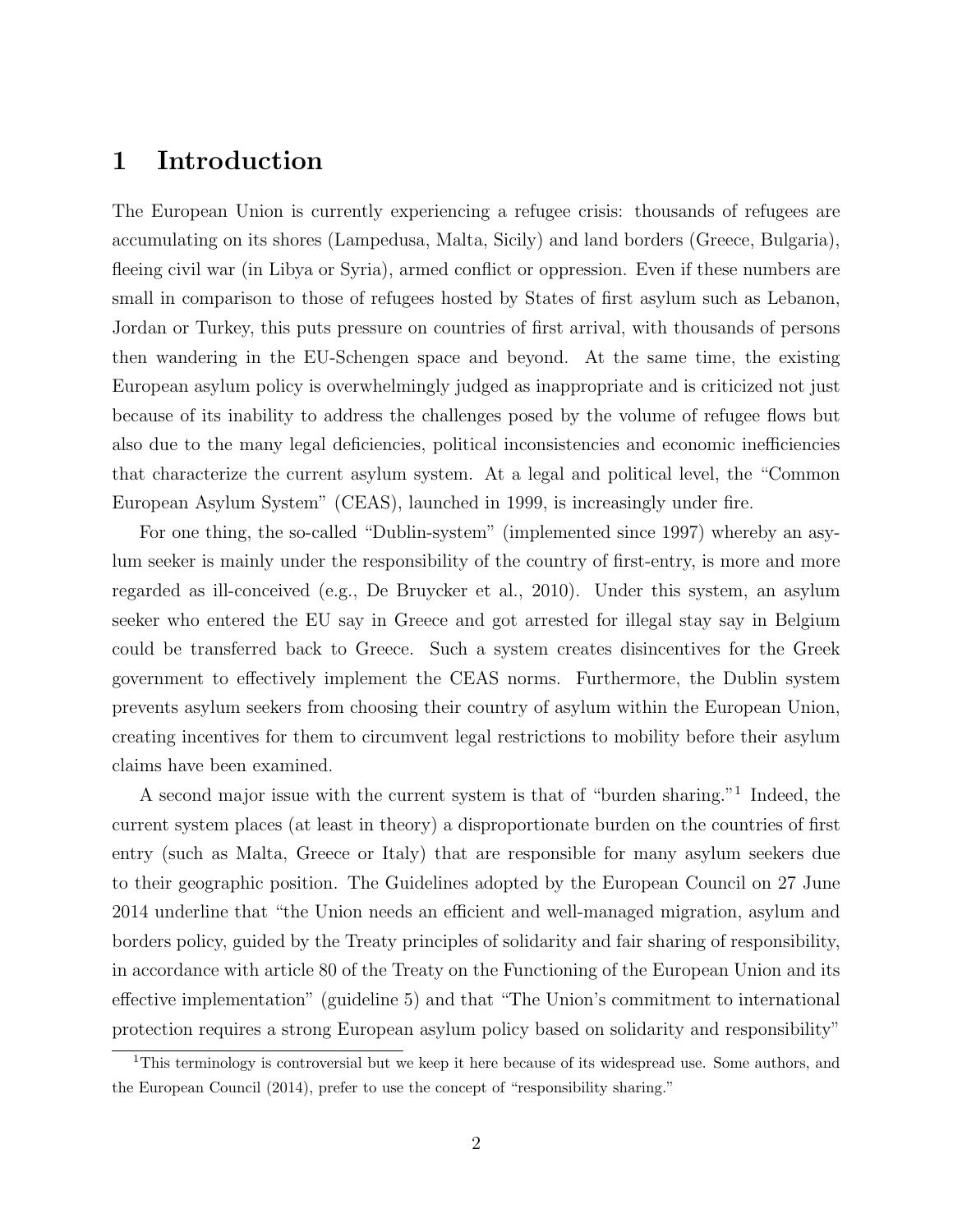# 1 Introduction

The European Union is currently experiencing a refugee crisis: thousands of refugees are accumulating on its shores (Lampedusa, Malta, Sicily) and land borders (Greece, Bulgaria), fleeing civil war (in Libya or Syria), armed conflict or oppression. Even if these numbers are small in comparison to those of refugees hosted by States of first asylum such as Lebanon, Jordan or Turkey, this puts pressure on countries of first arrival, with thousands of persons then wandering in the EU-Schengen space and beyond. At the same time, the existing European asylum policy is overwhelmingly judged as inappropriate and is criticized not just because of its inability to address the challenges posed by the volume of refugee flows but also due to the many legal deficiencies, political inconsistencies and economic inefficiencies that characterize the current asylum system. At a legal and political level, the "Common European Asylum System" (CEAS), launched in 1999, is increasingly under fire.

For one thing, the so-called "Dublin-system" (implemented since 1997) whereby an asylum seeker is mainly under the responsibility of the country of first-entry, is more and more regarded as ill-conceived (e.g., De Bruycker et al., 2010). Under this system, an asylum seeker who entered the EU say in Greece and got arrested for illegal stay say in Belgium could be transferred back to Greece. Such a system creates disincentives for the Greek government to effectively implement the CEAS norms. Furthermore, the Dublin system prevents asylum seekers from choosing their country of asylum within the European Union, creating incentives for them to circumvent legal restrictions to mobility before their asylum claims have been examined.

A second major issue with the current system is that of "burden sharing."[1] Indeed, the current system places (at least in theory) a disproportionate burden on the countries of first entry (such as Malta, Greece or Italy) that are responsible for many asylum seekers due to their geographic position. The Guidelines adopted by the European Council on 27 June 2014 underline that "the Union needs an efficient and well-managed migration, asylum and borders policy, guided by the Treaty principles of solidarity and fair sharing of responsibility, in accordance with article 80 of the Treaty on the Functioning of the European Union and its effective implementation" (guideline 5) and that "The Union's commitment to international protection requires a strong European asylum policy based on solidarity and responsibility"

[1] This terminology is controversial but we keep it here because of its widespread use. Some authors, and the European Council (2014), prefer to use the concept of "responsibility sharing."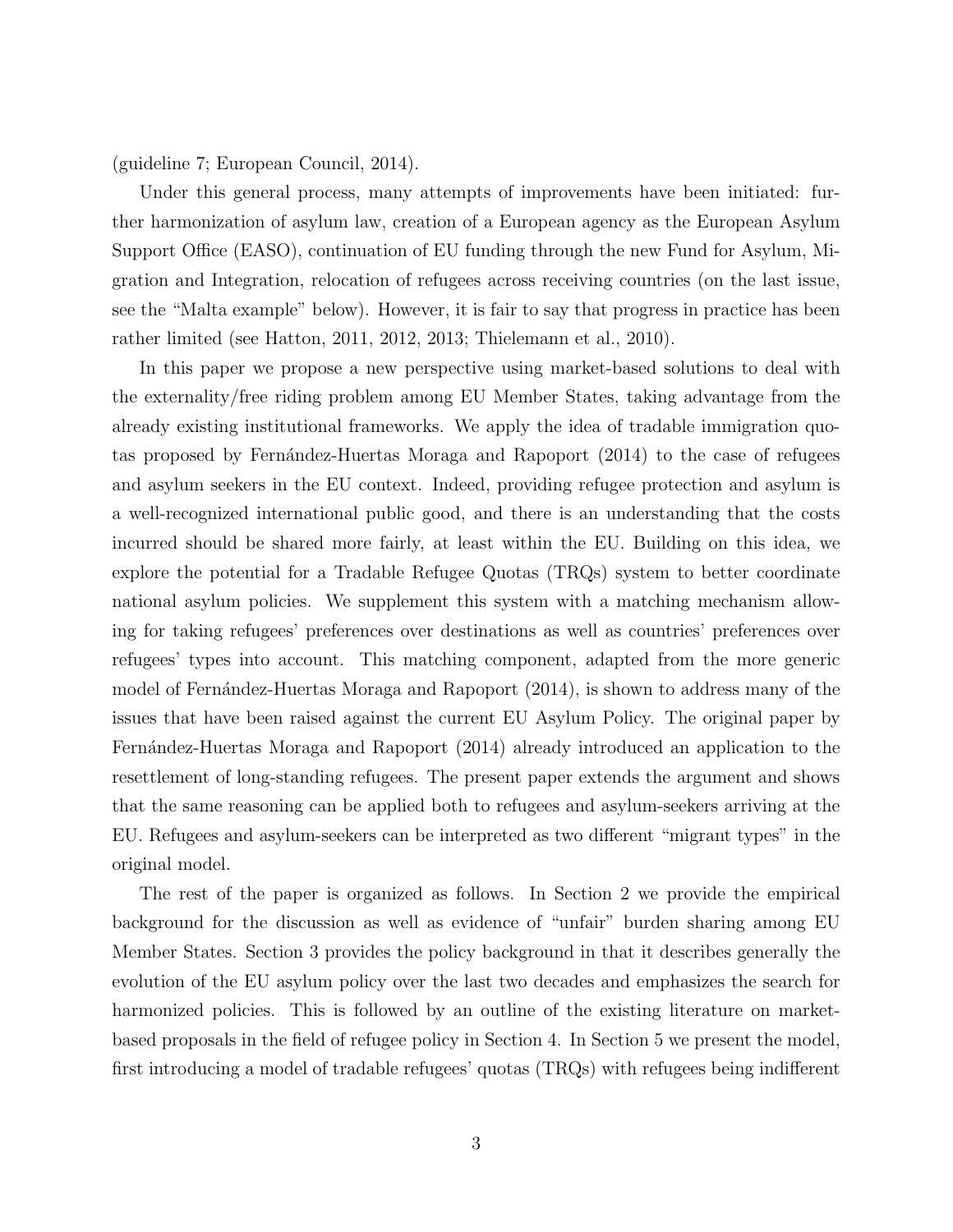(guideline 7; European Council, 2014).

Under this general process, many attempts of improvements have been initiated: further harmonization of asylum law, creation of a European agency as the European Asylum Support Office (EASO), continuation of EU funding through the new Fund for Asylum, Migration and Integration, relocation of refugees across receiving countries (on the last issue, see the "Malta example" below). However, it is fair to say that progress in practice has been rather limited (see Hatton, 2011, 2012, 2013; Thielemann et al., 2010).

In this paper we propose a new perspective using market-based solutions to deal with the externality/free riding problem among EU Member States, taking advantage from the already existing institutional frameworks. We apply the idea of tradable immigration quotas proposed by Fernández-Huertas Moraga and Rapoport (2014) to the case of refugees and asylum seekers in the EU context. Indeed, providing refugee protection and asylum is a well-recognized international public good, and there is an understanding that the costs incurred should be shared more fairly, at least within the EU. Building on this idea, we explore the potential for a Tradable Refugee Quotas (TRQs) system to better coordinate national asylum policies. We supplement this system with a matching mechanism allowing for taking refugees' preferences over destinations as well as countries' preferences over refugees' types into account. This matching component, adapted from the more generic model of Fernández-Huertas Moraga and Rapoport (2014), is shown to address many of the issues that have been raised against the current EU Asylum Policy. The original paper by Fernández-Huertas Moraga and Rapoport (2014) already introduced an application to the resettlement of long-standing refugees. The present paper extends the argument and shows that the same reasoning can be applied both to refugees and asylum-seekers arriving at the EU. Refugees and asylum-seekers can be interpreted as two different "migrant types" in the original model.

The rest of the paper is organized as follows. In Section 2 we provide the empirical background for the discussion as well as evidence of "unfair" burden sharing among EU Member States. Section 3 provides the policy background in that it describes generally the evolution of the EU asylum policy over the last two decades and emphasizes the search for harmonized policies. This is followed by an outline of the existing literature on market-based proposals in the field of refugee policy in Section 4. In Section 5 we present the model, first introducing a model of tradable refugees' quotas (TRQs) with refugees being indifferent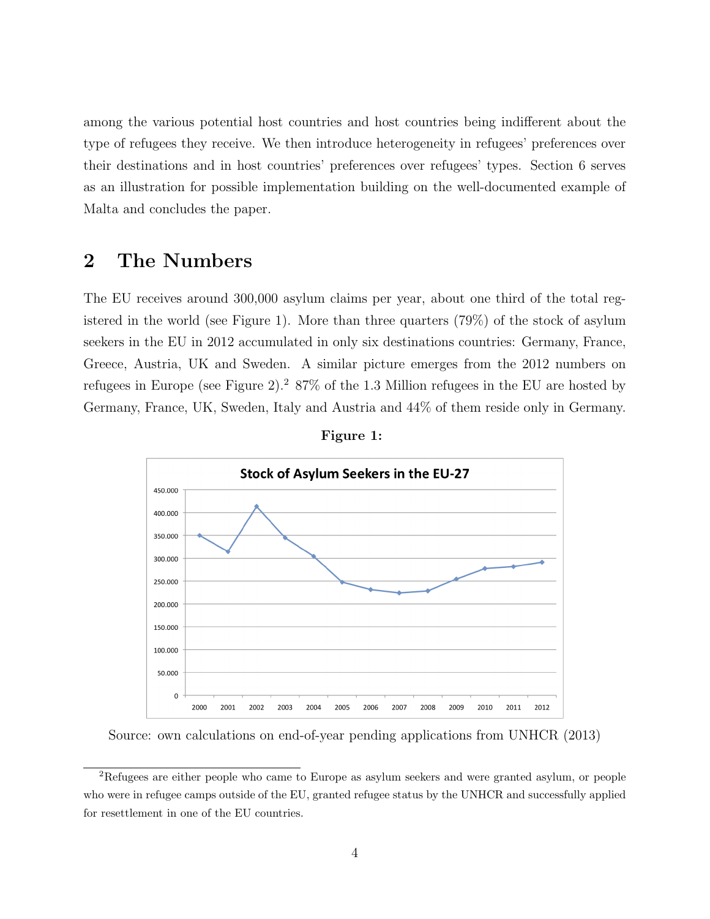among the various potential host countries and host countries being indifferent about the type of refugees they receive. We then introduce heterogeneity in refugees' preferences over their destinations and in host countries' preferences over refugees' types. Section 6 serves as an illustration for possible implementation building on the well-documented example of Malta and concludes the paper.

## 2 The Numbers

The EU receives around 300,000 asylum claims per year, about one third of the total registered in the world (see Figure 1). More than three quarters (79%) of the stock of asylum seekers in the EU in 2012 accumulated in only six destinations countries: Germany, France, Greece, Austria, UK and Sweden. A similar picture emerges from the 2012 numbers on refugees in Europe (see Figure 2).[2] 87% of the 1.3 Million refugees in the EU are hosted by Germany, France, UK, Sweden, Italy and Austria and 44% of them reside only in Germany.

**Figure 1:**

Source: own calculations on end-of-year pending applications from UNHCR (2013)

[2]Refugees are either people who came to Europe as asylum seekers and were granted asylum, or people who were in refugee camps outside of the EU, granted refugee status by the UNHCR and successfully applied for resettlement in one of the EU countries.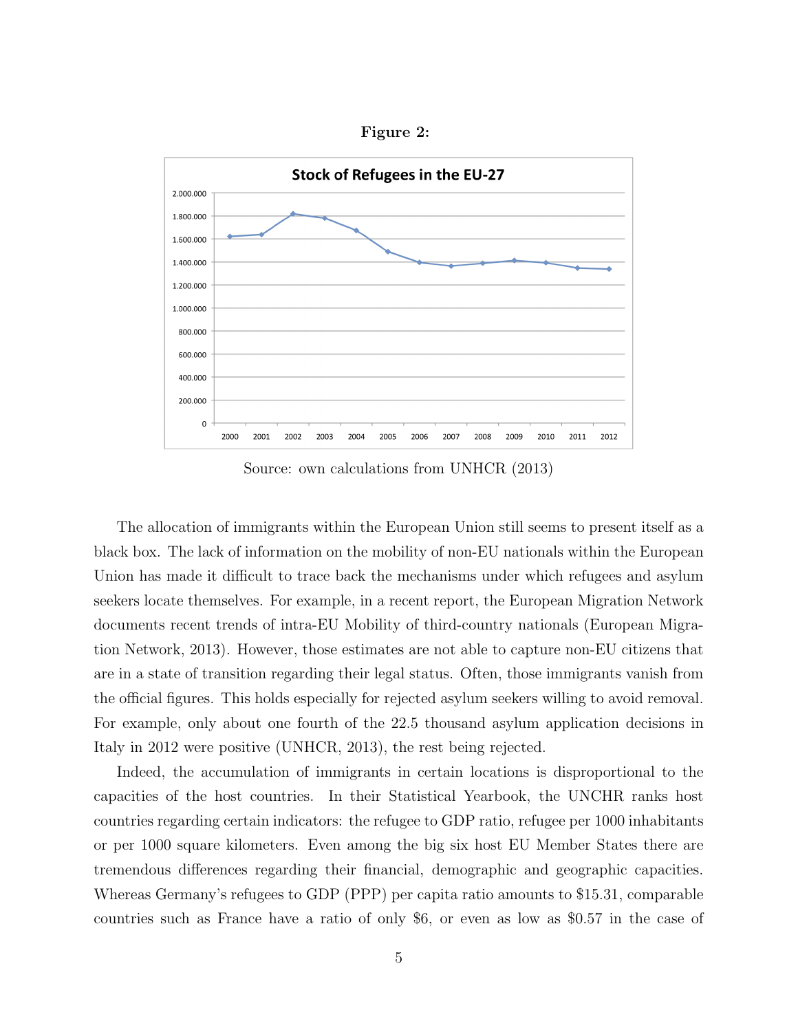**Figure 2:**

Source: own calculations from UNHCR (2013)

The allocation of immigrants within the European Union still seems to present itself as a black box. The lack of information on the mobility of non-EU nationals within the European Union has made it difficult to trace back the mechanisms under which refugees and asylum seekers locate themselves. For example, in a recent report, the European Migration Network documents recent trends of intra-EU Mobility of third-country nationals (European Migration Network, 2013). However, those estimates are not able to capture non-EU citizens that are in a state of transition regarding their legal status. Often, those immigrants vanish from the official figures. This holds especially for rejected asylum seekers willing to avoid removal. For example, only about one fourth of the 22.5 thousand asylum application decisions in Italy in 2012 were positive (UNHCR, 2013), the rest being rejected.

Indeed, the accumulation of immigrants in certain locations is disproportional to the capacities of the host countries. In their Statistical Yearbook, the UNCHR ranks host countries regarding certain indicators: the refugee to GDP ratio, refugee per 1000 inhabitants or per 1000 square kilometers. Even among the big six host EU Member States there are tremendous differences regarding their financial, demographic and geographic capacities. Whereas Germany's refugees to GDP (PPP) per capita ratio amounts to $15.31, comparable countries such as France have a ratio of only $6, or even as low as $0.57 in the case of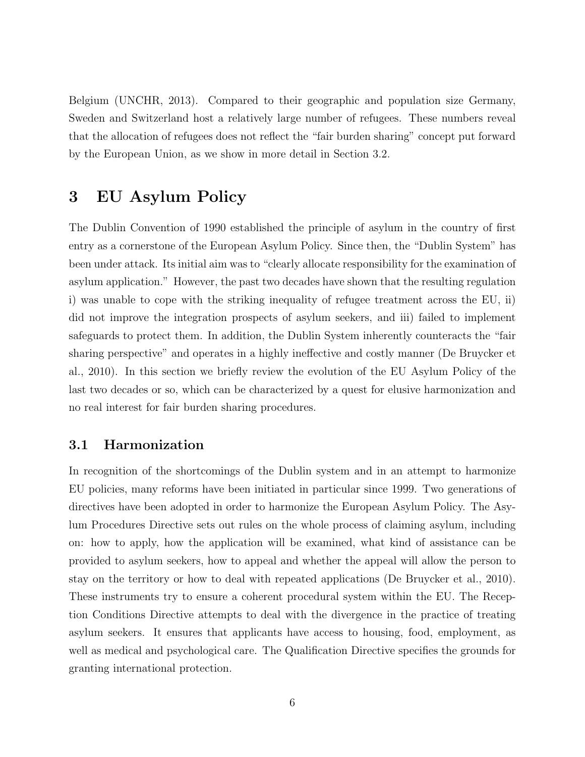Belgium (UNCHR, 2013). Compared to their geographic and population size Germany, Sweden and Switzerland host a relatively large number of refugees. These numbers reveal that the allocation of refugees does not reflect the "fair burden sharing" concept put forward by the European Union, as we show in more detail in Section 3.2.

# 3 EU Asylum Policy

The Dublin Convention of 1990 established the principle of asylum in the country of first entry as a cornerstone of the European Asylum Policy. Since then, the "Dublin System" has been under attack. Its initial aim was to "clearly allocate responsibility for the examination of asylum application." However, the past two decades have shown that the resulting regulation i) was unable to cope with the striking inequality of refugee treatment across the EU, ii) did not improve the integration prospects of asylum seekers, and iii) failed to implement safeguards to protect them. In addition, the Dublin System inherently counteracts the "fair sharing perspective" and operates in a highly ineffective and costly manner (De Bruycker et al., 2010). In this section we briefly review the evolution of the EU Asylum Policy of the last two decades or so, which can be characterized by a quest for elusive harmonization and no real interest for fair burden sharing procedures.

## 3.1 Harmonization

In recognition of the shortcomings of the Dublin system and in an attempt to harmonize EU policies, many reforms have been initiated in particular since 1999. Two generations of directives have been adopted in order to harmonize the European Asylum Policy. The Asylum Procedures Directive sets out rules on the whole process of claiming asylum, including on: how to apply, how the application will be examined, what kind of assistance can be provided to asylum seekers, how to appeal and whether the appeal will allow the person to stay on the territory or how to deal with repeated applications (De Bruycker et al., 2010). These instruments try to ensure a coherent procedural system within the EU. The Reception Conditions Directive attempts to deal with the divergence in the practice of treating asylum seekers. It ensures that applicants have access to housing, food, employment, as well as medical and psychological care. The Qualification Directive specifies the grounds for granting international protection.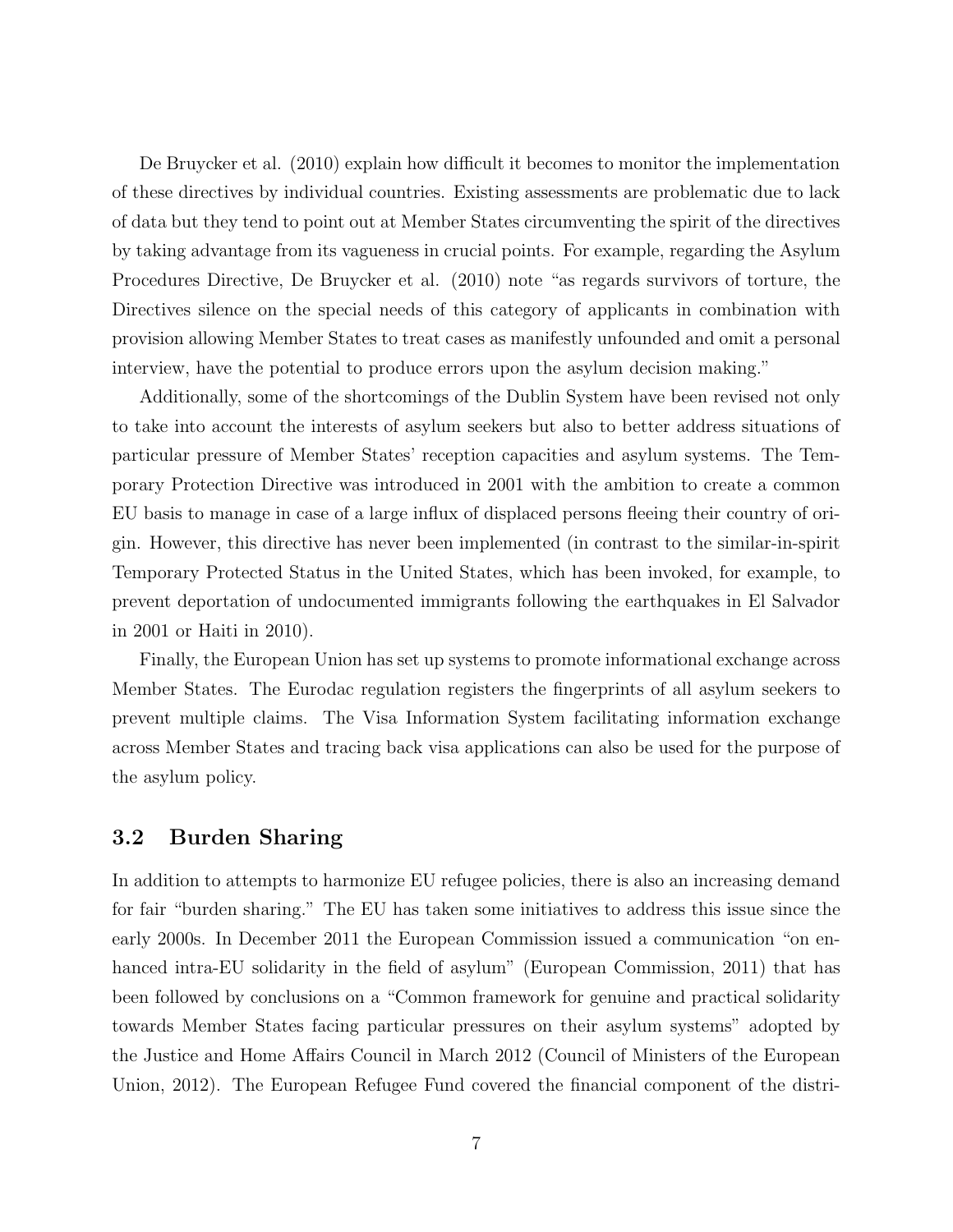De Bruycker et al. (2010) explain how difficult it becomes to monitor the implementation of these directives by individual countries. Existing assessments are problematic due to lack of data but they tend to point out at Member States circumventing the spirit of the directives by taking advantage from its vagueness in crucial points. For example, regarding the Asylum Procedures Directive, De Bruycker et al. (2010) note "as regards survivors of torture, the Directives silence on the special needs of this category of applicants in combination with provision allowing Member States to treat cases as manifestly unfounded and omit a personal interview, have the potential to produce errors upon the asylum decision making."

Additionally, some of the shortcomings of the Dublin System have been revised not only to take into account the interests of asylum seekers but also to better address situations of particular pressure of Member States' reception capacities and asylum systems. The Temporary Protection Directive was introduced in 2001 with the ambition to create a common EU basis to manage in case of a large influx of displaced persons fleeing their country of origin. However, this directive has never been implemented (in contrast to the similar-in-spirit Temporary Protected Status in the United States, which has been invoked, for example, to prevent deportation of undocumented immigrants following the earthquakes in El Salvador in 2001 or Haiti in 2010).

Finally, the European Union has set up systems to promote informational exchange across Member States. The Eurodac regulation registers the fingerprints of all asylum seekers to prevent multiple claims. The Visa Information System facilitating information exchange across Member States and tracing back visa applications can also be used for the purpose of the asylum policy.

### 3.2 Burden Sharing

In addition to attempts to harmonize EU refugee policies, there is also an increasing demand for fair "burden sharing." The EU has taken some initiatives to address this issue since the early 2000s. In December 2011 the European Commission issued a communication "on enhanced intra-EU solidarity in the field of asylum" (European Commission, 2011) that has been followed by conclusions on a "Common framework for genuine and practical solidarity towards Member States facing particular pressures on their asylum systems" adopted by the Justice and Home Affairs Council in March 2012 (Council of Ministers of the European Union, 2012). The European Refugee Fund covered the financial component of the distri-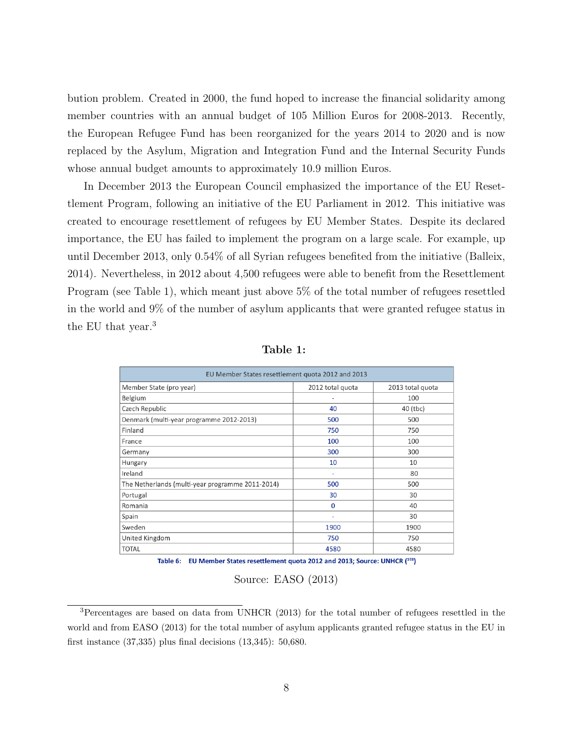bution problem. Created in 2000, the fund hoped to increase the financial solidarity among member countries with an annual budget of 105 Million Euros for 2008-2013. Recently, the European Refugee Fund has been reorganized for the years 2014 to 2020 and is now replaced by the Asylum, Migration and Integration Fund and the Internal Security Funds whose annual budget amounts to approximately 10.9 million Euros.

In December 2013 the European Council emphasized the importance of the EU Resettlement Program, following an initiative of the EU Parliament in 2012. This initiative was created to encourage resettlement of refugees by EU Member States. Despite its declared importance, the EU has failed to implement the program on a large scale. For example, up until December 2013, only 0.54% of all Syrian refugees benefited from the initiative (Balleix, 2014). Nevertheless, in 2012 about 4,500 refugees were able to benefit from the Resettlement Program (see Table 1), which meant just above 5% of the total number of refugees resettled in the world and 9% of the number of asylum applicants that were granted refugee status in the EU that year.[3]

**Table 1:**

| EU Member States resettlement quota 2012 and 2013 | | |
|---|---|---|
| Member State (pro year) | 2012 total quota | 2013 total quota |
| Belgium | - | 100 |
| Czech Republic | 40 | 40 (tbc) |
| Denmark (multi-year programme 2012-2013) | 500 | 500 |
| Finland | 750 | 750 |
| France | 100 | 100 |
| Germany | 300 | 300 |
| Hungary | 10 | 10 |
| Ireland | - | 80 |
| The Netherlands (multi-year programme 2011-2014) | 500 | 500 |
| Portugal | 30 | 30 |
| Romania | 0 | 40 |
| Spain | - | 30 |
| Sweden | 1900 | 1900 |
| United Kingdom | 750 | 750 |
| TOTAL | 4580 | 4580 |

**Table 6: EU Member States resettlement quota 2012 and 2013; Source: UNHCR ([193])**

Source: EASO (2013)

[3] Percentages are based on data from UNHCR (2013) for the total number of refugees resettled in the world and from EASO (2013) for the total number of asylum applicants granted refugee status in the EU in first instance (37,335) plus final decisions (13,345): 50,680.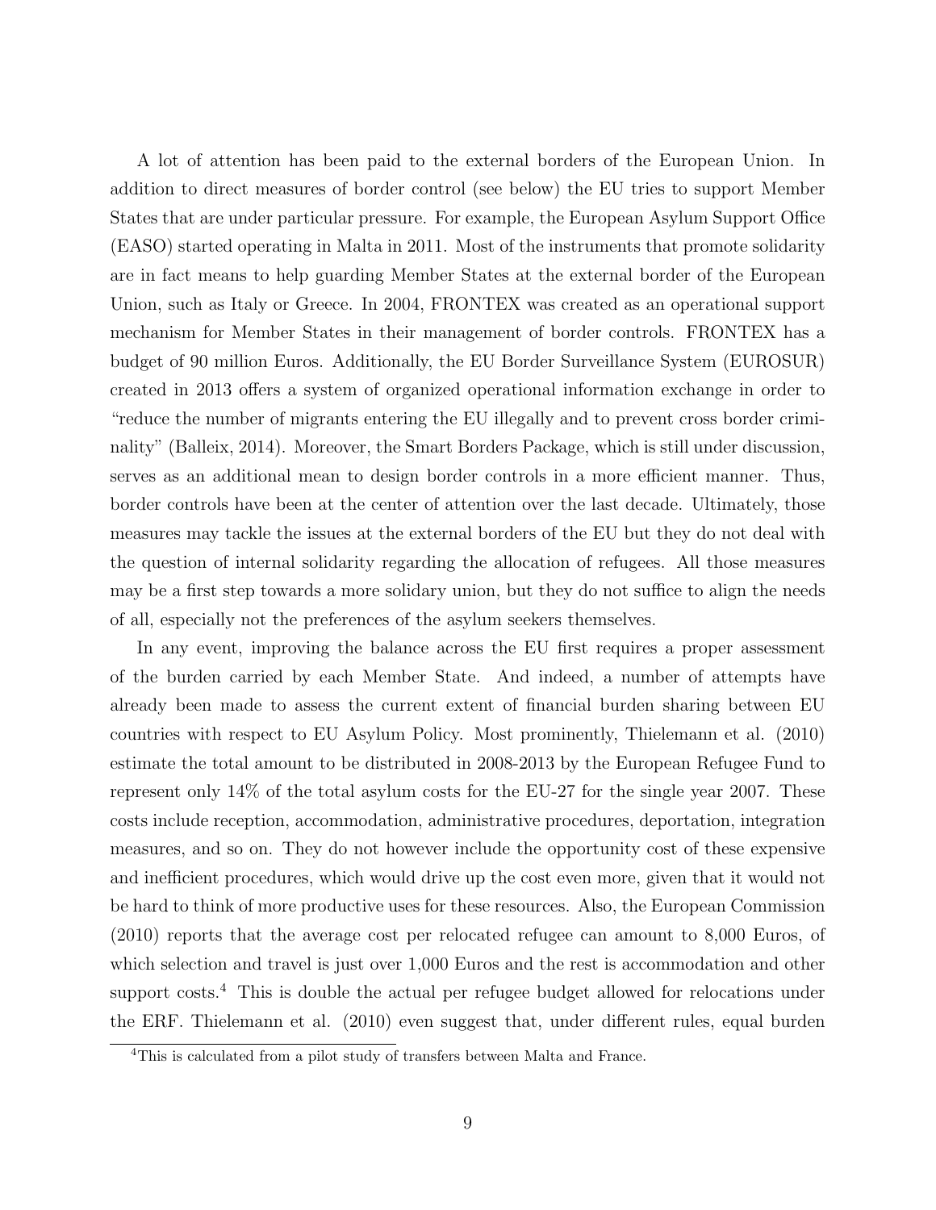A lot of attention has been paid to the external borders of the European Union. In addition to direct measures of border control (see below) the EU tries to support Member States that are under particular pressure. For example, the European Asylum Support Office (EASO) started operating in Malta in 2011. Most of the instruments that promote solidarity are in fact means to help guarding Member States at the external border of the European Union, such as Italy or Greece. In 2004, FRONTEX was created as an operational support mechanism for Member States in their management of border controls. FRONTEX has a budget of 90 million Euros. Additionally, the EU Border Surveillance System (EUROSUR) created in 2013 offers a system of organized operational information exchange in order to "reduce the number of migrants entering the EU illegally and to prevent cross border criminality" (Balleix, 2014). Moreover, the Smart Borders Package, which is still under discussion, serves as an additional mean to design border controls in a more efficient manner. Thus, border controls have been at the center of attention over the last decade. Ultimately, those measures may tackle the issues at the external borders of the EU but they do not deal with the question of internal solidarity regarding the allocation of refugees. All those measures may be a first step towards a more solidary union, but they do not suffice to align the needs of all, especially not the preferences of the asylum seekers themselves.

In any event, improving the balance across the EU first requires a proper assessment of the burden carried by each Member State. And indeed, a number of attempts have already been made to assess the current extent of financial burden sharing between EU countries with respect to EU Asylum Policy. Most prominently, Thielemann et al. (2010) estimate the total amount to be distributed in 2008-2013 by the European Refugee Fund to represent only 14% of the total asylum costs for the EU-27 for the single year 2007. These costs include reception, accommodation, administrative procedures, deportation, integration measures, and so on. They do not however include the opportunity cost of these expensive and inefficient procedures, which would drive up the cost even more, given that it would not be hard to think of more productive uses for these resources. Also, the European Commission (2010) reports that the average cost per relocated refugee can amount to 8,000 Euros, of which selection and travel is just over 1,000 Euros and the rest is accommodation and other support costs.[4] This is double the actual per refugee budget allowed for relocations under the ERF. Thielemann et al. (2010) even suggest that, under different rules, equal burden

[4] This is calculated from a pilot study of transfers between Malta and France.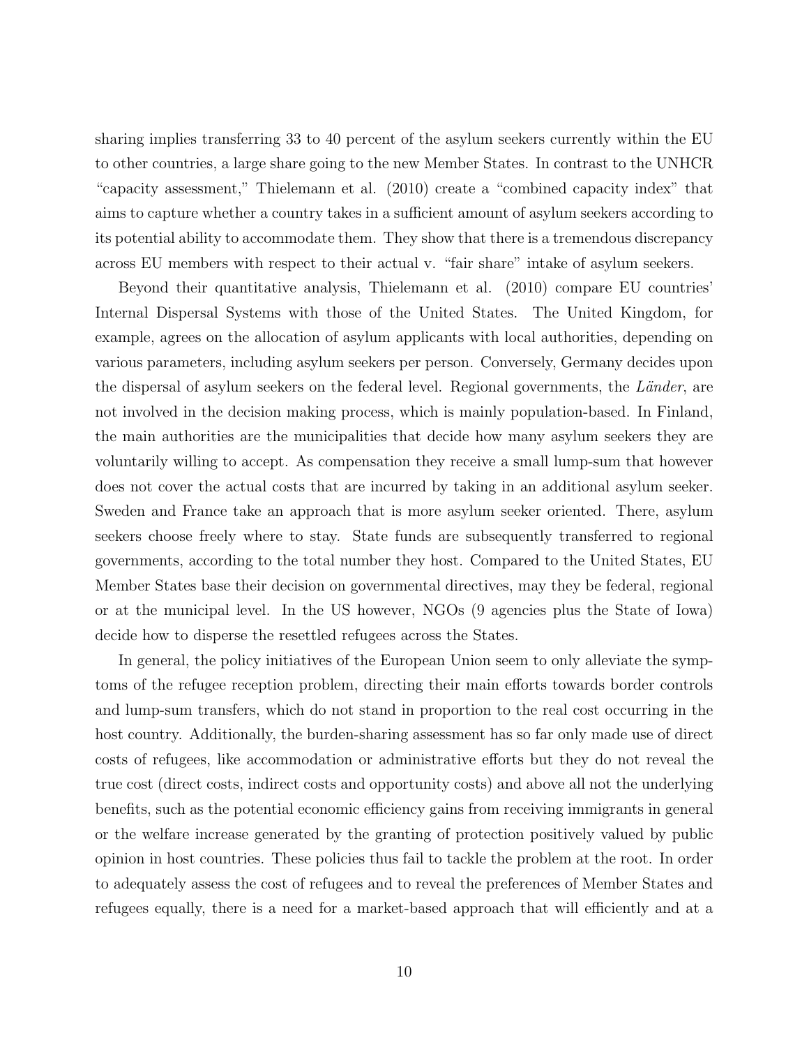sharing implies transferring 33 to 40 percent of the asylum seekers currently within the EU to other countries, a large share going to the new Member States. In contrast to the UNHCR "capacity assessment," Thielemann et al. (2010) create a "combined capacity index" that aims to capture whether a country takes in a sufficient amount of asylum seekers according to its potential ability to accommodate them. They show that there is a tremendous discrepancy across EU members with respect to their actual v. "fair share" intake of asylum seekers.

Beyond their quantitative analysis, Thielemann et al. (2010) compare EU countries' Internal Dispersal Systems with those of the United States. The United Kingdom, for example, agrees on the allocation of asylum applicants with local authorities, depending on various parameters, including asylum seekers per person. Conversely, Germany decides upon the dispersal of asylum seekers on the federal level. Regional governments, the *Länder*, are not involved in the decision making process, which is mainly population-based. In Finland, the main authorities are the municipalities that decide how many asylum seekers they are voluntarily willing to accept. As compensation they receive a small lump-sum that however does not cover the actual costs that are incurred by taking in an additional asylum seeker. Sweden and France take an approach that is more asylum seeker oriented. There, asylum seekers choose freely where to stay. State funds are subsequently transferred to regional governments, according to the total number they host. Compared to the United States, EU Member States base their decision on governmental directives, may they be federal, regional or at the municipal level. In the US however, NGOs (9 agencies plus the State of Iowa) decide how to disperse the resettled refugees across the States.

In general, the policy initiatives of the European Union seem to only alleviate the symptoms of the refugee reception problem, directing their main efforts towards border controls and lump-sum transfers, which do not stand in proportion to the real cost occurring in the host country. Additionally, the burden-sharing assessment has so far only made use of direct costs of refugees, like accommodation or administrative efforts but they do not reveal the true cost (direct costs, indirect costs and opportunity costs) and above all not the underlying benefits, such as the potential economic efficiency gains from receiving immigrants in general or the welfare increase generated by the granting of protection positively valued by public opinion in host countries. These policies thus fail to tackle the problem at the root. In order to adequately assess the cost of refugees and to reveal the preferences of Member States and refugees equally, there is a need for a market-based approach that will efficiently and at a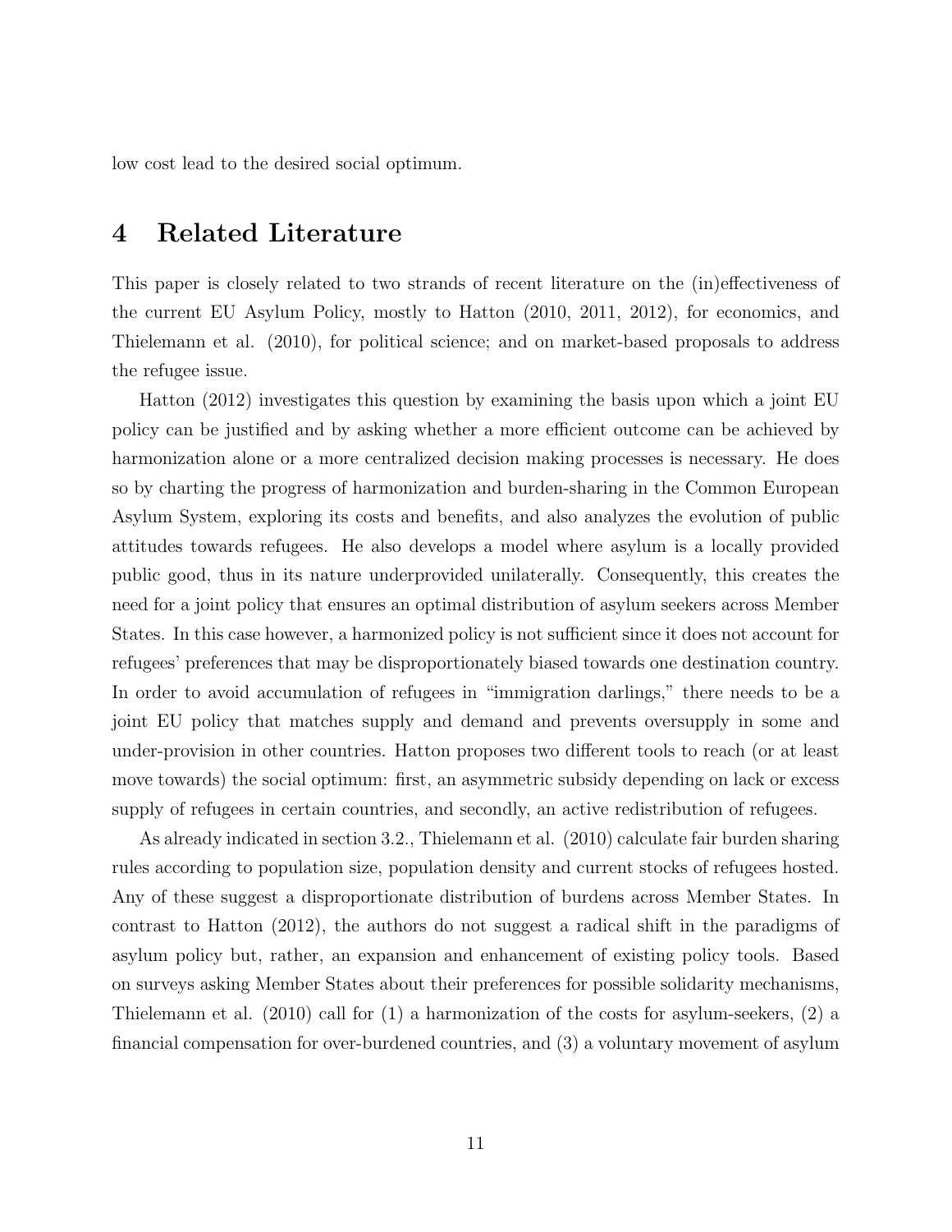low cost lead to the desired social optimum.

# 4 Related Literature

This paper is closely related to two strands of recent literature on the (in)effectiveness of the current EU Asylum Policy, mostly to Hatton (2010, 2011, 2012), for economics, and Thielemann et al. (2010), for political science; and on market-based proposals to address the refugee issue.

Hatton (2012) investigates this question by examining the basis upon which a joint EU policy can be justified and by asking whether a more efficient outcome can be achieved by harmonization alone or a more centralized decision making processes is necessary. He does so by charting the progress of harmonization and burden-sharing in the Common European Asylum System, exploring its costs and benefits, and also analyzes the evolution of public attitudes towards refugees. He also develops a model where asylum is a locally provided public good, thus in its nature underprovided unilaterally. Consequently, this creates the need for a joint policy that ensures an optimal distribution of asylum seekers across Member States. In this case however, a harmonized policy is not sufficient since it does not account for refugees' preferences that may be disproportionately biased towards one destination country. In order to avoid accumulation of refugees in "immigration darlings," there needs to be a joint EU policy that matches supply and demand and prevents oversupply in some and under-provision in other countries. Hatton proposes two different tools to reach (or at least move towards) the social optimum: first, an asymmetric subsidy depending on lack or excess supply of refugees in certain countries, and secondly, an active redistribution of refugees.

As already indicated in section 3.2., Thielemann et al. (2010) calculate fair burden sharing rules according to population size, population density and current stocks of refugees hosted. Any of these suggest a disproportionate distribution of burdens across Member States. In contrast to Hatton (2012), the authors do not suggest a radical shift in the paradigms of asylum policy but, rather, an expansion and enhancement of existing policy tools. Based on surveys asking Member States about their preferences for possible solidarity mechanisms, Thielemann et al. (2010) call for (1) a harmonization of the costs for asylum-seekers, (2) a financial compensation for over-burdened countries, and (3) a voluntary movement of asylum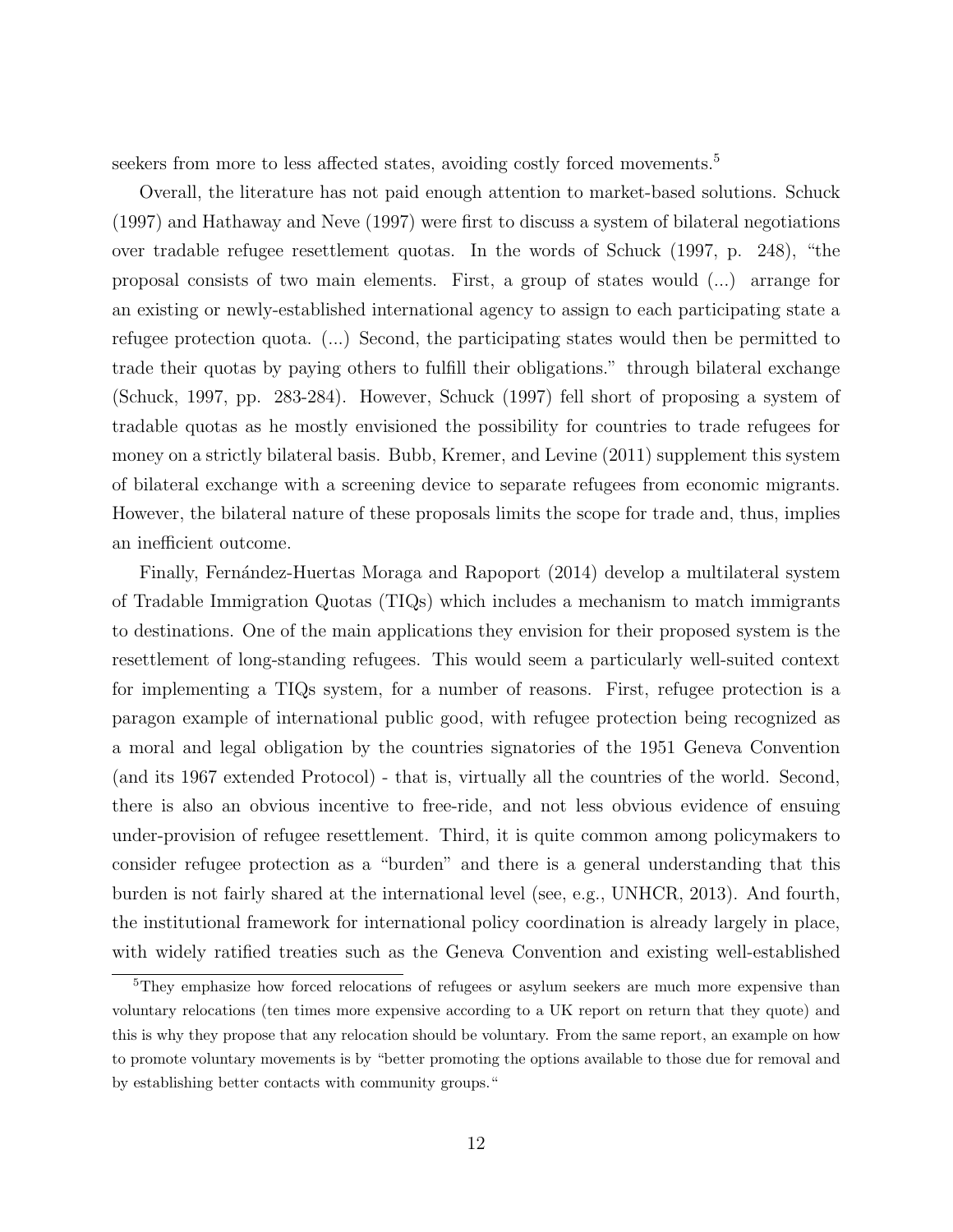seekers from more to less affected states, avoiding costly forced movements.[5]

Overall, the literature has not paid enough attention to market-based solutions. Schuck (1997) and Hathaway and Neve (1997) were first to discuss a system of bilateral negotiations over tradable refugee resettlement quotas. In the words of Schuck (1997, p. 248), "the proposal consists of two main elements. First, a group of states would (...) arrange for an existing or newly-established international agency to assign to each participating state a refugee protection quota. (...) Second, the participating states would then be permitted to trade their quotas by paying others to fulfill their obligations." through bilateral exchange (Schuck, 1997, pp. 283-284). However, Schuck (1997) fell short of proposing a system of tradable quotas as he mostly envisioned the possibility for countries to trade refugees for money on a strictly bilateral basis. Bubb, Kremer, and Levine (2011) supplement this system of bilateral exchange with a screening device to separate refugees from economic migrants. However, the bilateral nature of these proposals limits the scope for trade and, thus, implies an inefficient outcome.

Finally, Fernández-Huertas Moraga and Rapoport (2014) develop a multilateral system of Tradable Immigration Quotas (TIQs) which includes a mechanism to match immigrants to destinations. One of the main applications they envision for their proposed system is the resettlement of long-standing refugees. This would seem a particularly well-suited context for implementing a TIQs system, for a number of reasons. First, refugee protection is a paragon example of international public good, with refugee protection being recognized as a moral and legal obligation by the countries signatories of the 1951 Geneva Convention (and its 1967 extended Protocol) - that is, virtually all the countries of the world. Second, there is also an obvious incentive to free-ride, and not less obvious evidence of ensuing under-provision of refugee resettlement. Third, it is quite common among policymakers to consider refugee protection as a "burden" and there is a general understanding that this burden is not fairly shared at the international level (see, e.g., UNHCR, 2013). And fourth, the institutional framework for international policy coordination is already largely in place, with widely ratified treaties such as the Geneva Convention and existing well-established

[5] They emphasize how forced relocations of refugees or asylum seekers are much more expensive than voluntary relocations (ten times more expensive according to a UK report on return that they quote) and this is why they propose that any relocation should be voluntary. From the same report, an example on how to promote voluntary movements is by "better promoting the options available to those due for removal and by establishing better contacts with community groups."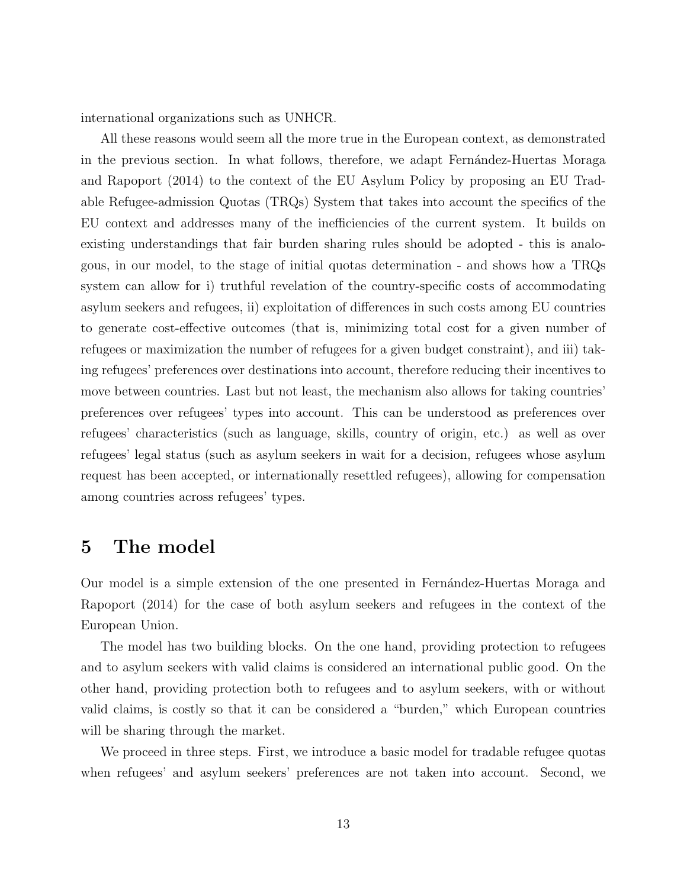international organizations such as UNHCR.

All these reasons would seem all the more true in the European context, as demonstrated in the previous section. In what follows, therefore, we adapt Fernández-Huertas Moraga and Rapoport (2014) to the context of the EU Asylum Policy by proposing an EU Tradable Refugee-admission Quotas (TRQs) System that takes into account the specifics of the EU context and addresses many of the inefficiencies of the current system. It builds on existing understandings that fair burden sharing rules should be adopted - this is analogous, in our model, to the stage of initial quotas determination - and shows how a TRQs system can allow for i) truthful revelation of the country-specific costs of accommodating asylum seekers and refugees, ii) exploitation of differences in such costs among EU countries to generate cost-effective outcomes (that is, minimizing total cost for a given number of refugees or maximization the number of refugees for a given budget constraint), and iii) taking refugees' preferences over destinations into account, therefore reducing their incentives to move between countries. Last but not least, the mechanism also allows for taking countries' preferences over refugees' types into account. This can be understood as preferences over refugees' characteristics (such as language, skills, country of origin, etc.) as well as over refugees' legal status (such as asylum seekers in wait for a decision, refugees whose asylum request has been accepted, or internationally resettled refugees), allowing for compensation among countries across refugees' types.

# 5 The model

Our model is a simple extension of the one presented in Fernández-Huertas Moraga and Rapoport (2014) for the case of both asylum seekers and refugees in the context of the European Union.

The model has two building blocks. On the one hand, providing protection to refugees and to asylum seekers with valid claims is considered an international public good. On the other hand, providing protection both to refugees and to asylum seekers, with or without valid claims, is costly so that it can be considered a "burden," which European countries will be sharing through the market.

We proceed in three steps. First, we introduce a basic model for tradable refugee quotas when refugees' and asylum seekers' preferences are not taken into account. Second, we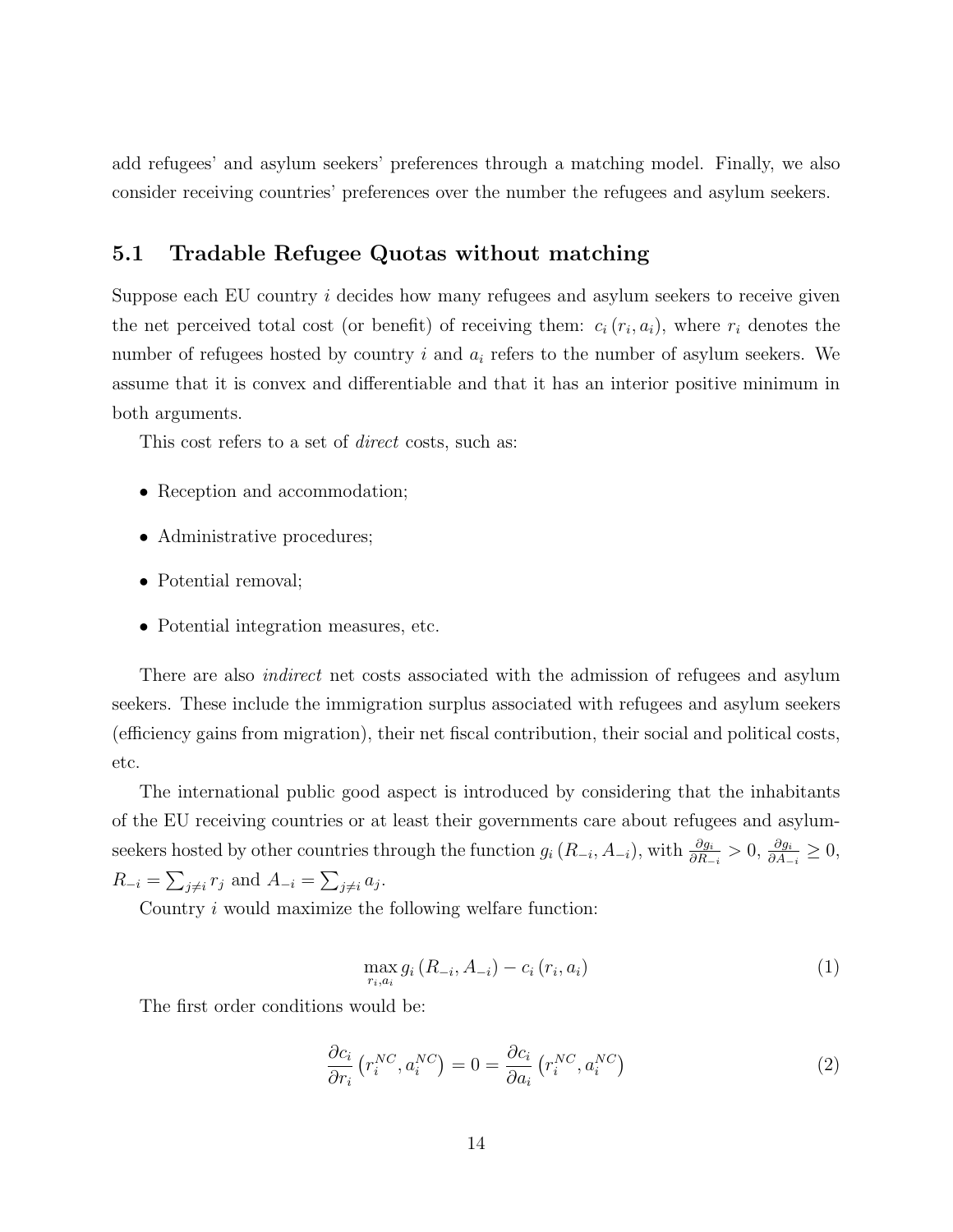add refugees' and asylum seekers' preferences through a matching model. Finally, we also consider receiving countries' preferences over the number the refugees and asylum seekers.

## 5.1 Tradable Refugee Quotas without matching

Suppose each EU country $i$ decides how many refugees and asylum seekers to receive given the net perceived total cost (or benefit) of receiving them: $c_i(r_i, a_i)$, where $r_i$ denotes the number of refugees hosted by country $i$ and $a_i$ refers to the number of asylum seekers. We assume that it is convex and differentiable and that it has an interior positive minimum in both arguments.

This cost refers to a set of *direct* costs, such as:

- Reception and accommodation;
- Administrative procedures;
- Potential removal;
- Potential integration measures, etc.

There are also *indirect* net costs associated with the admission of refugees and asylum seekers. These include the immigration surplus associated with refugees and asylum seekers (efficiency gains from migration), their net fiscal contribution, their social and political costs, etc.

The international public good aspect is introduced by considering that the inhabitants of the EU receiving countries or at least their governments care about refugees and asylum-seekers hosted by other countries through the function $g_i(R_{-i}, A_{-i})$, with $\frac{\partial g_i}{\partial R_{-i}} > 0$, $\frac{\partial g_i}{\partial A_{-i}} \geq 0$, $R_{-i} = \sum_{j \neq i} r_j$ and $A_{-i} = \sum_{j \neq i} a_j$.

Country $i$ would maximize the following welfare function:

$$\max_{r_i, a_i} g_i(R_{-i}, A_{-i}) - c_i(r_i, a_i) \tag{1}$$

The first order conditions would be:

$$\frac{\partial c_i}{\partial r_i}\left(r_i^{NC}, a_i^{NC}\right) = 0 = \frac{\partial c_i}{\partial a_i}\left(r_i^{NC}, a_i^{NC}\right) \tag{2}$$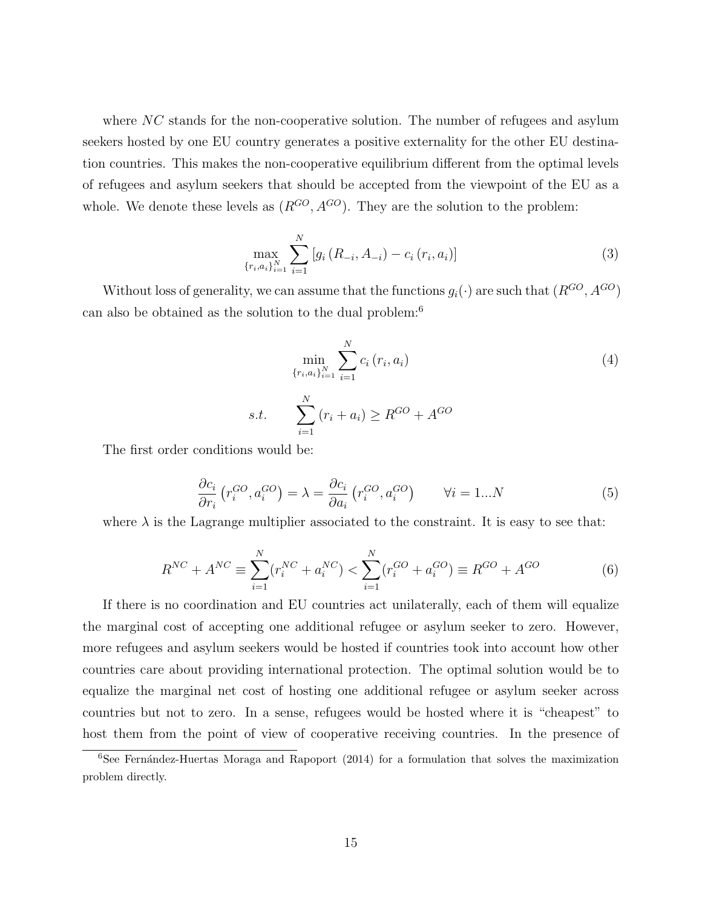where $NC$ stands for the non-cooperative solution. The number of refugees and asylum seekers hosted by one EU country generates a positive externality for the other EU destination countries. This makes the non-cooperative equilibrium different from the optimal levels of refugees and asylum seekers that should be accepted from the viewpoint of the EU as a whole. We denote these levels as $(R^{GO}, A^{GO})$. They are the solution to the problem:

$$\max_{\{r_i,a_i\}_{i=1}^N} \sum_{i=1}^{N} \left[ g_i \left( R_{-i}, A_{-i} \right) - c_i \left( r_i, a_i \right) \right] \tag{3}$$

Without loss of generality, we can assume that the functions $g_i(\cdot)$ are such that $(R^{GO}, A^{GO})$ can also be obtained as the solution to the dual problem:[6]

$$\min_{\{r_i,a_i\}_{i=1}^N} \sum_{i=1}^{N} c_i \left( r_i, a_i \right) \tag{4}$$

$$s.t. \qquad \sum_{i=1}^{N} \left( r_i + a_i \right) \geq R^{GO} + A^{GO}$$

The first order conditions would be:

$$\frac{\partial c_i}{\partial r_i} \left( r_i^{GO}, a_i^{GO} \right) = \lambda = \frac{\partial c_i}{\partial a_i} \left( r_i^{GO}, a_i^{GO} \right) \qquad \forall i = 1...N \tag{5}$$

where $\lambda$ is the Lagrange multiplier associated to the constraint. It is easy to see that:

$$R^{NC} + A^{NC} \equiv \sum_{i=1}^{N} (r_i^{NC} + a_i^{NC}) < \sum_{i=1}^{N} (r_i^{GO} + a_i^{GO}) \equiv R^{GO} + A^{GO} \tag{6}$$

If there is no coordination and EU countries act unilaterally, each of them will equalize the marginal cost of accepting one additional refugee or asylum seeker to zero. However, more refugees and asylum seekers would be hosted if countries took into account how other countries care about providing international protection. The optimal solution would be to equalize the marginal net cost of hosting one additional refugee or asylum seeker across countries but not to zero. In a sense, refugees would be hosted where it is "cheapest" to host them from the point of view of cooperative receiving countries. In the presence of

[6] See Fernández-Huertas Moraga and Rapoport (2014) for a formulation that solves the maximization problem directly.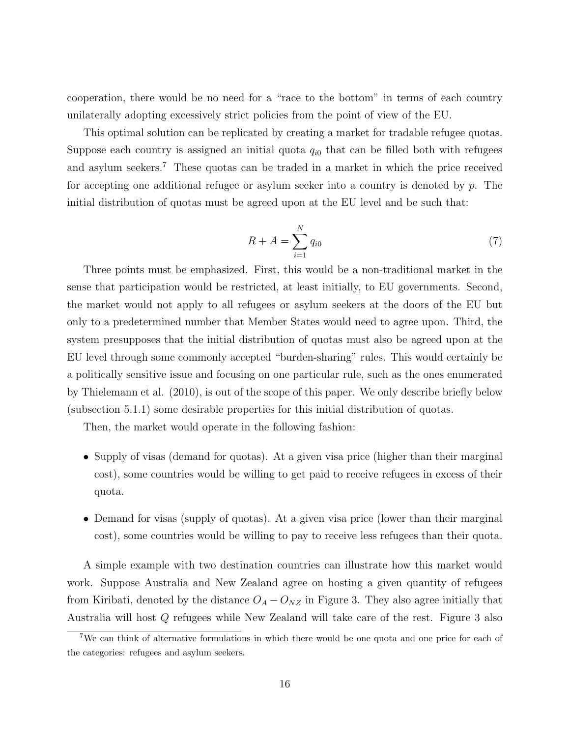cooperation, there would be no need for a "race to the bottom" in terms of each country unilaterally adopting excessively strict policies from the point of view of the EU.

This optimal solution can be replicated by creating a market for tradable refugee quotas. Suppose each country is assigned an initial quota $q_{i0}$ that can be filled both with refugees and asylum seekers.[7] These quotas can be traded in a market in which the price received for accepting one additional refugee or asylum seeker into a country is denoted by $p$. The initial distribution of quotas must be agreed upon at the EU level and be such that:

$$R + A = \sum_{i=1}^{N} q_{i0} \tag{7}$$

Three points must be emphasized. First, this would be a non-traditional market in the sense that participation would be restricted, at least initially, to EU governments. Second, the market would not apply to all refugees or asylum seekers at the doors of the EU but only to a predetermined number that Member States would need to agree upon. Third, the system presupposes that the initial distribution of quotas must also be agreed upon at the EU level through some commonly accepted "burden-sharing" rules. This would certainly be a politically sensitive issue and focusing on one particular rule, such as the ones enumerated by Thielemann et al. (2010), is out of the scope of this paper. We only describe briefly below (subsection 5.1.1) some desirable properties for this initial distribution of quotas.

Then, the market would operate in the following fashion:

- Supply of visas (demand for quotas). At a given visa price (higher than their marginal cost), some countries would be willing to get paid to receive refugees in excess of their quota.
- Demand for visas (supply of quotas). At a given visa price (lower than their marginal cost), some countries would be willing to pay to receive less refugees than their quota.

A simple example with two destination countries can illustrate how this market would work. Suppose Australia and New Zealand agree on hosting a given quantity of refugees from Kiribati, denoted by the distance $O_A - O_{NZ}$ in Figure 3. They also agree initially that Australia will host $Q$ refugees while New Zealand will take care of the rest. Figure 3 also

[7] We can think of alternative formulations in which there would be one quota and one price for each of the categories: refugees and asylum seekers.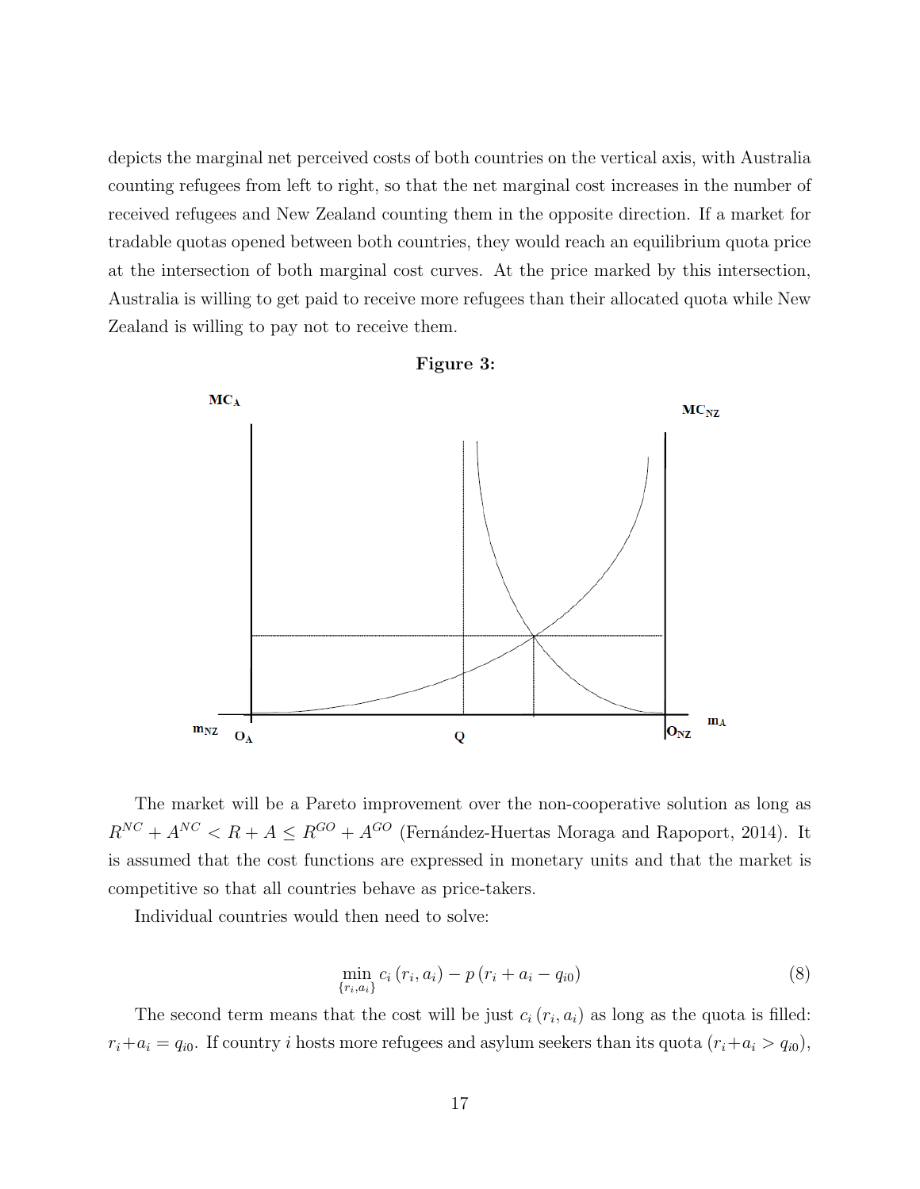depicts the marginal net perceived costs of both countries on the vertical axis, with Australia counting refugees from left to right, so that the net marginal cost increases in the number of received refugees and New Zealand counting them in the opposite direction. If a market for tradable quotas opened between both countries, they would reach an equilibrium quota price at the intersection of both marginal cost curves. At the price marked by this intersection, Australia is willing to get paid to receive more refugees than their allocated quota while New Zealand is willing to pay not to receive them.

**Figure 3:**

The market will be a Pareto improvement over the non-cooperative solution as long as $R^{NC} + A^{NC} < R + A \leq R^{GO} + A^{GO}$ (Fernández-Huertas Moraga and Rapoport, 2014). It is assumed that the cost functions are expressed in monetary units and that the market is competitive so that all countries behave as price-takers.

Individual countries would then need to solve:

$$\min_{\{r_i, a_i\}} c_i(r_i, a_i) - p(r_i + a_i - q_{i0}) \tag{8}$$

The second term means that the cost will be just $c_i(r_i, a_i)$ as long as the quota is filled: $r_i + a_i = q_{i0}$. If country $i$ hosts more refugees and asylum seekers than its quota ($r_i + a_i > q_{i0}$),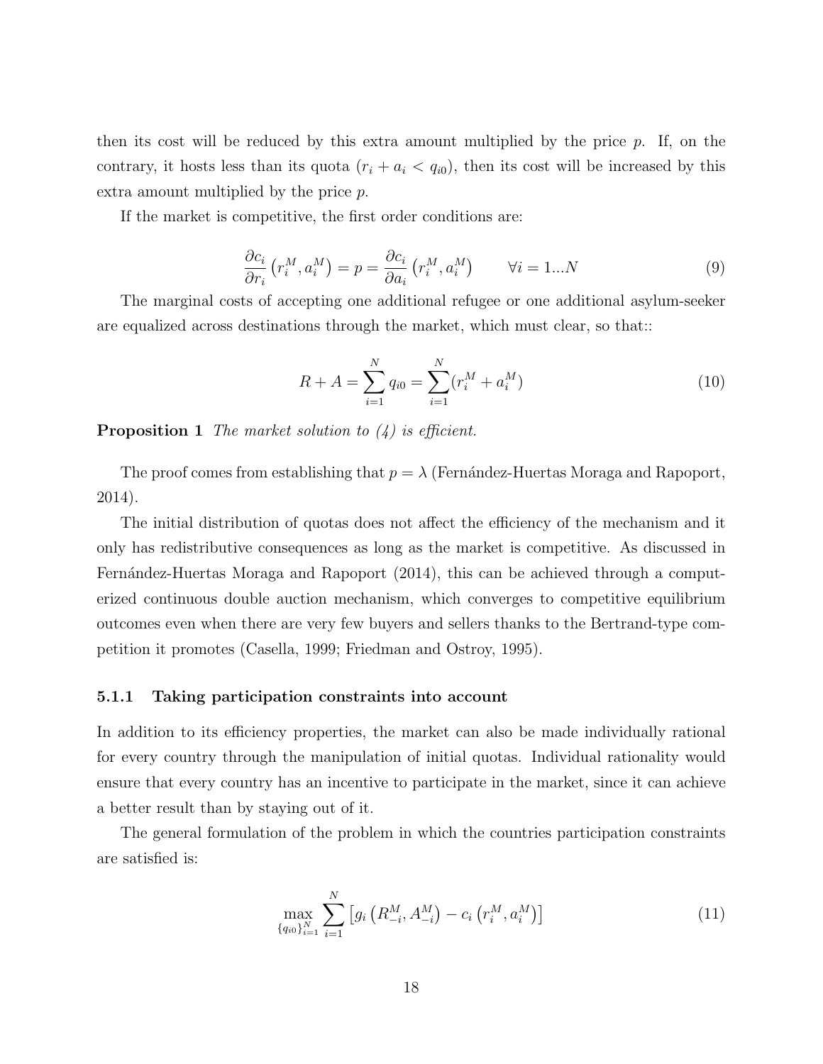then its cost will be reduced by this extra amount multiplied by the price $p$. If, on the contrary, it hosts less than its quota ($r_i + a_i < q_{i0}$), then its cost will be increased by this extra amount multiplied by the price $p$.

If the market is competitive, the first order conditions are:

$$\frac{\partial c_i}{\partial r_i}\left(r_i^M, a_i^M\right) = p = \frac{\partial c_i}{\partial a_i}\left(r_i^M, a_i^M\right) \qquad \forall i = 1...N \tag{9}$$

The marginal costs of accepting one additional refugee or one additional asylum-seeker are equalized across destinations through the market, which must clear, so that::

$$R + A = \sum_{i=1}^{N} q_{i0} = \sum_{i=1}^{N} (r_i^M + a_i^M) \tag{10}$$

**Proposition 1** *The market solution to (4) is efficient.*

The proof comes from establishing that $p = \lambda$ (Fernández-Huertas Moraga and Rapoport, 2014).

The initial distribution of quotas does not affect the efficiency of the mechanism and it only has redistributive consequences as long as the market is competitive. As discussed in Fernández-Huertas Moraga and Rapoport (2014), this can be achieved through a computerized continuous double auction mechanism, which converges to competitive equilibrium outcomes even when there are very few buyers and sellers thanks to the Bertrand-type competition it promotes (Casella, 1999; Friedman and Ostroy, 1995).

#### 5.1.1 Taking participation constraints into account

In addition to its efficiency properties, the market can also be made individually rational for every country through the manipulation of initial quotas. Individual rationality would ensure that every country has an incentive to participate in the market, since it can achieve a better result than by staying out of it.

The general formulation of the problem in which the countries participation constraints are satisfied is:

$$\max_{\{q_{i0}\}_{i=1}^{N}} \sum_{i=1}^{N} \left[ g_i\left(R_{-i}^M, A_{-i}^M\right) - c_i\left(r_i^M, a_i^M\right) \right] \tag{11}$$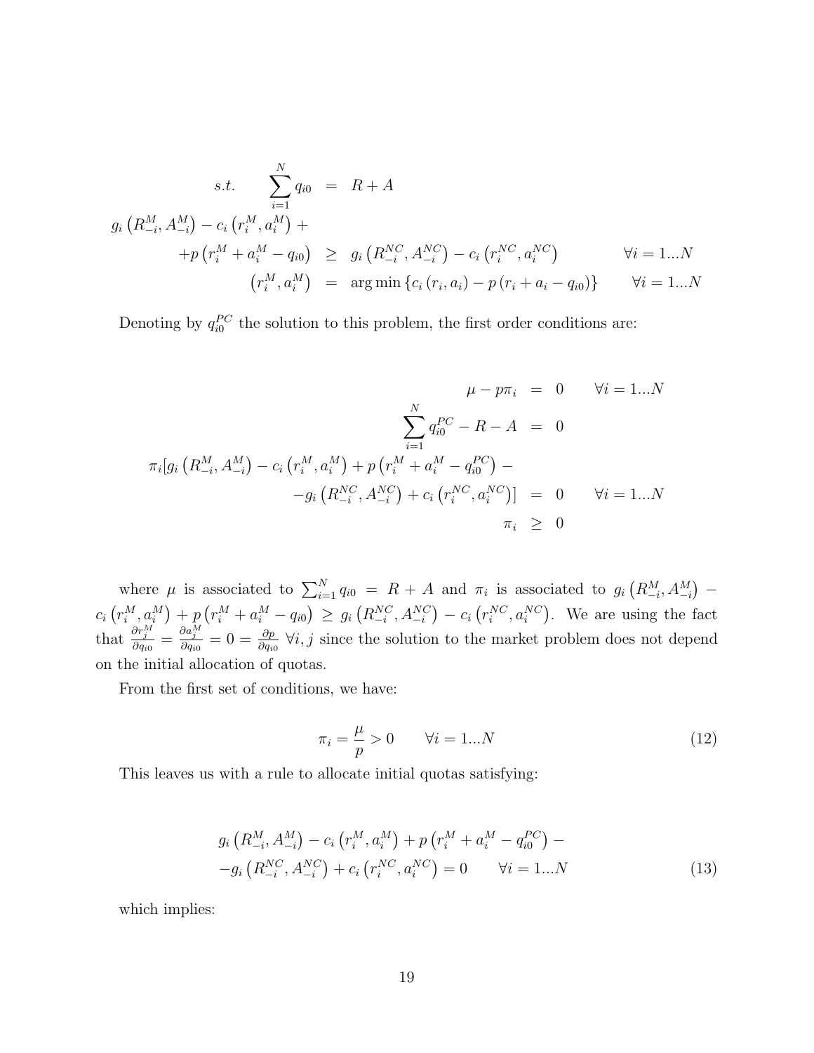$$
\begin{aligned}
s.t. \qquad \sum_{i=1}^{N} q_{i0} &= R + A \\
g_i\left(R_{-i}^M, A_{-i}^M\right) - c_i\left(r_i^M, a_i^M\right) + & \\
+p\left(r_i^M + a_i^M - q_{i0}\right) &\geq g_i\left(R_{-i}^{NC}, A_{-i}^{NC}\right) - c_i\left(r_i^{NC}, a_i^{NC}\right) \qquad \forall i = 1...N \\
\left(r_i^M, a_i^M\right) &= \arg\min\left\{c_i\left(r_i, a_i\right) - p\left(r_i + a_i - q_{i0}\right)\right\} \qquad \forall i = 1...N
\end{aligned}
$$

Denoting by $q_{i0}^{PC}$ the solution to this problem, the first order conditions are:

$$
\begin{aligned}
\mu - p\pi_i &= 0 \qquad \forall i = 1...N \\
\sum_{i=1}^{N} q_{i0}^{PC} - R - A &= 0 \\
\pi_i[g_i\left(R_{-i}^M, A_{-i}^M\right) - c_i\left(r_i^M, a_i^M\right) + p\left(r_i^M + a_i^M - q_{i0}^{PC}\right) - & \\
-g_i\left(R_{-i}^{NC}, A_{-i}^{NC}\right) + c_i\left(r_i^{NC}, a_i^{NC}\right)] &= 0 \qquad \forall i = 1...N \\
\pi_i &\geq 0
\end{aligned}
$$

where $\mu$ is associated to $\sum_{i=1}^{N} q_{i0} = R + A$ and $\pi_i$ is associated to $g_i\left(R_{-i}^M, A_{-i}^M\right) - c_i\left(r_i^M, a_i^M\right) + p\left(r_i^M + a_i^M - q_{i0}\right) \geq g_i\left(R_{-i}^{NC}, A_{-i}^{NC}\right) - c_i\left(r_i^{NC}, a_i^{NC}\right)$. We are using the fact that $\frac{\partial r_j^M}{\partial q_{i0}} = \frac{\partial a_j^M}{\partial q_{i0}} = 0 = \frac{\partial p}{\partial q_{i0}}$ $\forall i, j$ since the solution to the market problem does not depend on the initial allocation of quotas.

From the first set of conditions, we have:

$$
\pi_i = \frac{\mu}{p} > 0 \qquad \forall i = 1...N \tag{12}
$$

This leaves us with a rule to allocate initial quotas satisfying:

$$
\begin{aligned}
&g_i\left(R_{-i}^M, A_{-i}^M\right) - c_i\left(r_i^M, a_i^M\right) + p\left(r_i^M + a_i^M - q_{i0}^{PC}\right) - \\
&-g_i\left(R_{-i}^{NC}, A_{-i}^{NC}\right) + c_i\left(r_i^{NC}, a_i^{NC}\right) = 0 \qquad \forall i = 1...N
\end{aligned} \tag{13}
$$

which implies: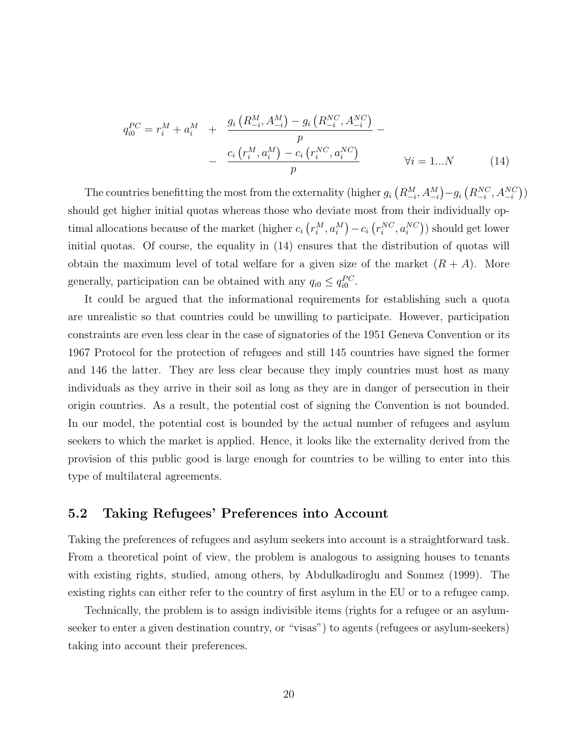$$q_{i0}^{PC} = r_i^M + a_i^M + \frac{g_i\left(R_{-i}^M, A_{-i}^M\right) - g_i\left(R_{-i}^{NC}, A_{-i}^{NC}\right)}{p} - \frac{c_i\left(r_i^M, a_i^M\right) - c_i\left(r_i^{NC}, a_i^{NC}\right)}{p} \qquad \forall i = 1...N \tag{14}$$

The countries benefitting the most from the externality (higher $g_i\left(R_{-i}^M, A_{-i}^M\right) - g_i\left(R_{-i}^{NC}, A_{-i}^{NC}\right)$) should get higher initial quotas whereas those who deviate most from their individually optimal allocations because of the market (higher $c_i\left(r_i^M, a_i^M\right) - c_i\left(r_i^{NC}, a_i^{NC}\right)$) should get lower initial quotas. Of course, the equality in (14) ensures that the distribution of quotas will obtain the maximum level of total welfare for a given size of the market $(R + A)$. More generally, participation can be obtained with any $q_{i0} \leq q_{i0}^{PC}$.

It could be argued that the informational requirements for establishing such a quota are unrealistic so that countries could be unwilling to participate. However, participation constraints are even less clear in the case of signatories of the 1951 Geneva Convention or its 1967 Protocol for the protection of refugees and still 145 countries have signed the former and 146 the latter. They are less clear because they imply countries must host as many individuals as they arrive in their soil as long as they are in danger of persecution in their origin countries. As a result, the potential cost of signing the Convention is not bounded. In our model, the potential cost is bounded by the actual number of refugees and asylum seekers to which the market is applied. Hence, it looks like the externality derived from the provision of this public good is large enough for countries to be willing to enter into this type of multilateral agreements.

## 5.2 Taking Refugees' Preferences into Account

Taking the preferences of refugees and asylum seekers into account is a straightforward task. From a theoretical point of view, the problem is analogous to assigning houses to tenants with existing rights, studied, among others, by Abdulkadiroglu and Sonmez (1999). The existing rights can either refer to the country of first asylum in the EU or to a refugee camp.

Technically, the problem is to assign indivisible items (rights for a refugee or an asylum-seeker to enter a given destination country, or "visas") to agents (refugees or asylum-seekers) taking into account their preferences.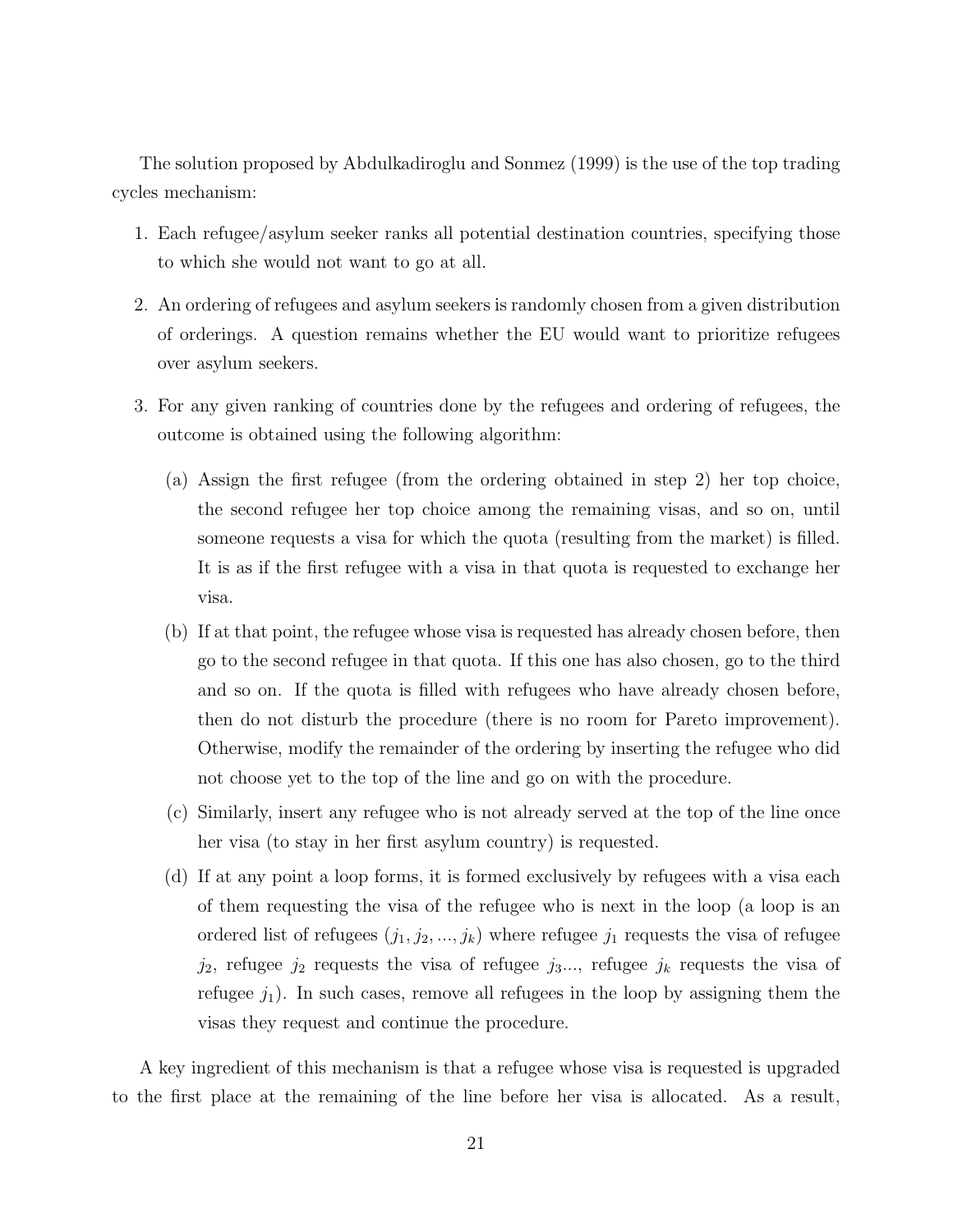The solution proposed by Abdulkadiroglu and Sonmez (1999) is the use of the top trading cycles mechanism:

1. Each refugee/asylum seeker ranks all potential destination countries, specifying those to which she would not want to go at all.

2. An ordering of refugees and asylum seekers is randomly chosen from a given distribution of orderings. A question remains whether the EU would want to prioritize refugees over asylum seekers.

3. For any given ranking of countries done by the refugees and ordering of refugees, the outcome is obtained using the following algorithm:

   (a) Assign the first refugee (from the ordering obtained in step 2) her top choice, the second refugee her top choice among the remaining visas, and so on, until someone requests a visa for which the quota (resulting from the market) is filled. It is as if the first refugee with a visa in that quota is requested to exchange her visa.

   (b) If at that point, the refugee whose visa is requested has already chosen before, then go to the second refugee in that quota. If this one has also chosen, go to the third and so on. If the quota is filled with refugees who have already chosen before, then do not disturb the procedure (there is no room for Pareto improvement). Otherwise, modify the remainder of the ordering by inserting the refugee who did not choose yet to the top of the line and go on with the procedure.

   (c) Similarly, insert any refugee who is not already served at the top of the line once her visa (to stay in her first asylum country) is requested.

   (d) If at any point a loop forms, it is formed exclusively by refugees with a visa each of them requesting the visa of the refugee who is next in the loop (a loop is an ordered list of refugees $(j_1, j_2, ..., j_k)$ where refugee $j_1$ requests the visa of refugee $j_2$, refugee $j_2$ requests the visa of refugee $j_3$..., refugee $j_k$ requests the visa of refugee $j_1$). In such cases, remove all refugees in the loop by assigning them the visas they request and continue the procedure.

A key ingredient of this mechanism is that a refugee whose visa is requested is upgraded to the first place at the remaining of the line before her visa is allocated. As a result,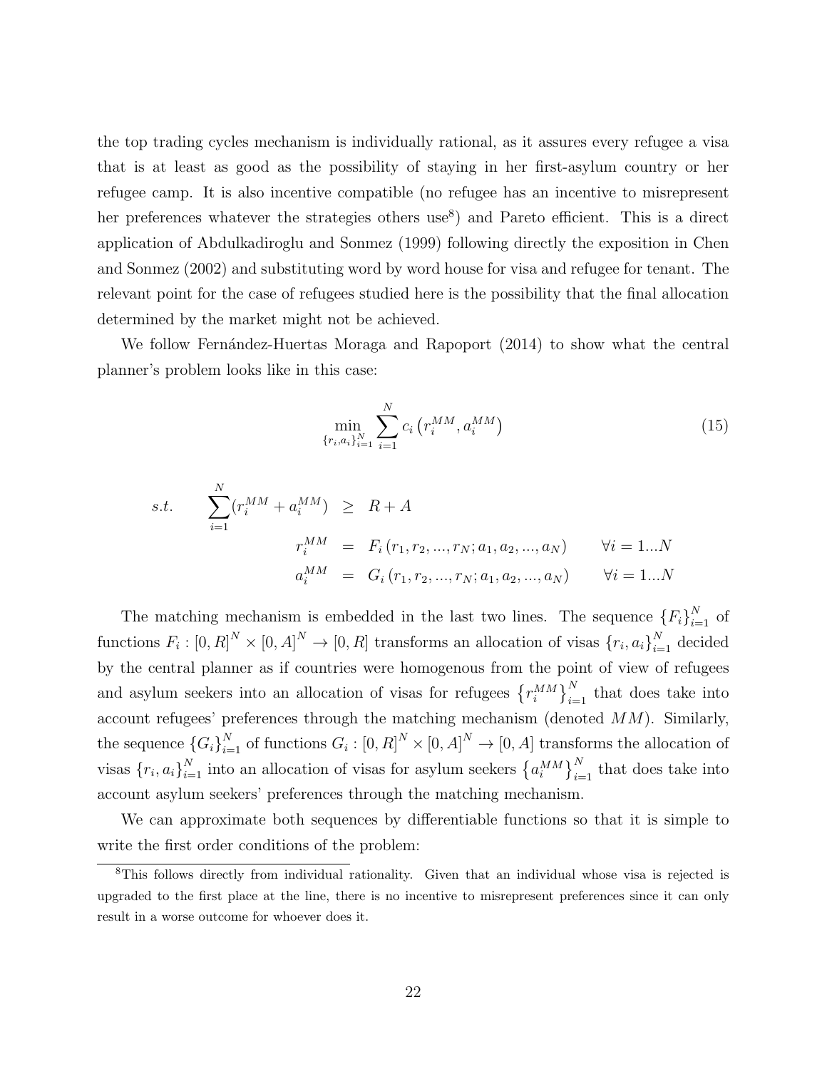the top trading cycles mechanism is individually rational, as it assures every refugee a visa that is at least as good as the possibility of staying in her first-asylum country or her refugee camp. It is also incentive compatible (no refugee has an incentive to misrepresent her preferences whatever the strategies others use[8]) and Pareto efficient. This is a direct application of Abdulkadiroglu and Sonmez (1999) following directly the exposition in Chen and Sonmez (2002) and substituting word by word house for visa and refugee for tenant. The relevant point for the case of refugees studied here is the possibility that the final allocation determined by the market might not be achieved.

We follow Fernández-Huertas Moraga and Rapoport (2014) to show what the central planner's problem looks like in this case:

$$\min_{\{r_i, a_i\}_{i=1}^N} \sum_{i=1}^{N} c_i\left(r_i^{MM}, a_i^{MM}\right) \tag{15}$$

$$\begin{aligned}
s.t. \qquad \sum_{i=1}^{N}(r_i^{MM} + a_i^{MM}) &\geq R + A \\
r_i^{MM} &= F_i\left(r_1, r_2, ..., r_N; a_1, a_2, ..., a_N\right) \qquad \forall i = 1...N \\
a_i^{MM} &= G_i\left(r_1, r_2, ..., r_N; a_1, a_2, ..., a_N\right) \qquad \forall i = 1...N
\end{aligned}$$

The matching mechanism is embedded in the last two lines. The sequence $\{F_i\}_{i=1}^N$ of functions $F_i : [0, R]^N \times [0, A]^N \to [0, R]$ transforms an allocation of visas $\{r_i, a_i\}_{i=1}^N$ decided by the central planner as if countries were homogenous from the point of view of refugees and asylum seekers into an allocation of visas for refugees $\left\{r_i^{MM}\right\}_{i=1}^N$ that does take into account refugees' preferences through the matching mechanism (denoted $MM$). Similarly, the sequence $\{G_i\}_{i=1}^N$ of functions $G_i : [0, R]^N \times [0, A]^N \to [0, A]$ transforms the allocation of visas $\{r_i, a_i\}_{i=1}^N$ into an allocation of visas for asylum seekers $\left\{a_i^{MM}\right\}_{i=1}^N$ that does take into account asylum seekers' preferences through the matching mechanism.

We can approximate both sequences by differentiable functions so that it is simple to write the first order conditions of the problem:

[8] This follows directly from individual rationality. Given that an individual whose visa is rejected is upgraded to the first place at the line, there is no incentive to misrepresent preferences since it can only result in a worse outcome for whoever does it.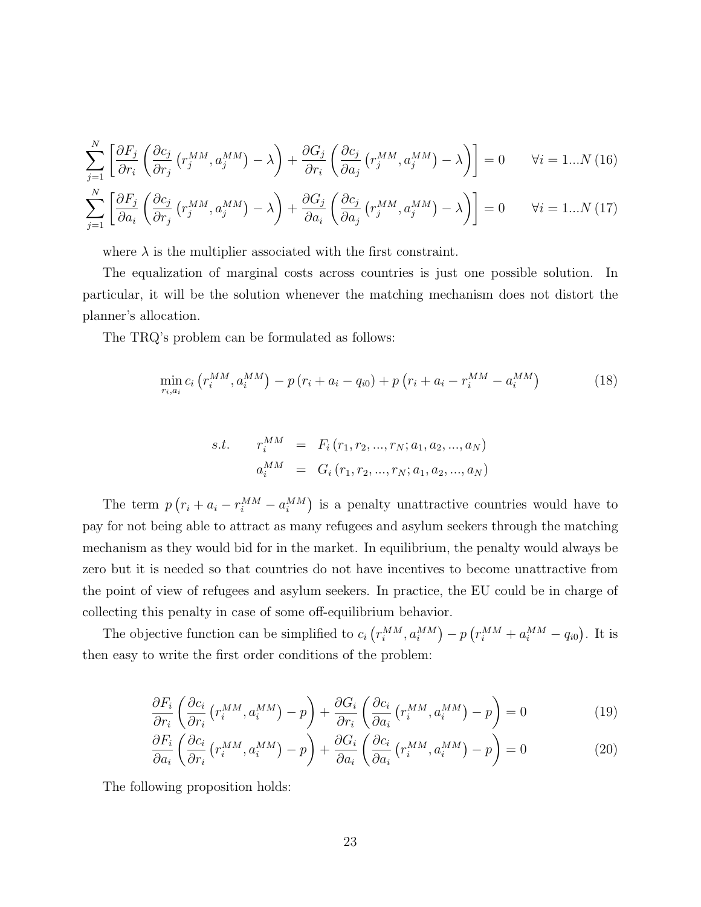$$\sum_{j=1}^{N}\left[\frac{\partial F_j}{\partial r_i}\left(\frac{\partial c_j}{\partial r_j}\left(r_j^{MM},a_j^{MM}\right)-\lambda\right)+\frac{\partial G_j}{\partial r_i}\left(\frac{\partial c_j}{\partial a_j}\left(r_j^{MM},a_j^{MM}\right)-\lambda\right)\right]=0 \qquad \forall i=1...N \quad (16)$$

$$\sum_{j=1}^{N}\left[\frac{\partial F_j}{\partial a_i}\left(\frac{\partial c_j}{\partial r_j}\left(r_j^{MM},a_j^{MM}\right)-\lambda\right)+\frac{\partial G_j}{\partial a_i}\left(\frac{\partial c_j}{\partial a_j}\left(r_j^{MM},a_j^{MM}\right)-\lambda\right)\right]=0 \qquad \forall i=1...N \quad (17)$$

where $\lambda$ is the multiplier associated with the first constraint.

The equalization of marginal costs across countries is just one possible solution. In particular, it will be the solution whenever the matching mechanism does not distort the planner's allocation.

The TRQ's problem can be formulated as follows:

$$\min_{r_i,a_i} c_i\left(r_i^{MM},a_i^{MM}\right)-p\left(r_i+a_i-q_{i0}\right)+p\left(r_i+a_i-r_i^{MM}-a_i^{MM}\right) \quad (18)$$

$$\begin{aligned} s.t. \qquad r_i^{MM} &= F_i\left(r_1,r_2,...,r_N;a_1,a_2,...,a_N\right) \\ a_i^{MM} &= G_i\left(r_1,r_2,...,r_N;a_1,a_2,...,a_N\right) \end{aligned}$$

The term $p\left(r_i+a_i-r_i^{MM}-a_i^{MM}\right)$ is a penalty unattractive countries would have to pay for not being able to attract as many refugees and asylum seekers through the matching mechanism as they would bid for in the market. In equilibrium, the penalty would always be zero but it is needed so that countries do not have incentives to become unattractive from the point of view of refugees and asylum seekers. In practice, the EU could be in charge of collecting this penalty in case of some off-equilibrium behavior.

The objective function can be simplified to $c_i\left(r_i^{MM},a_i^{MM}\right)-p\left(r_i^{MM}+a_i^{MM}-q_{i0}\right)$. It is then easy to write the first order conditions of the problem:

$$\frac{\partial F_i}{\partial r_i}\left(\frac{\partial c_i}{\partial r_i}\left(r_i^{MM},a_i^{MM}\right)-p\right)+\frac{\partial G_i}{\partial r_i}\left(\frac{\partial c_i}{\partial a_i}\left(r_i^{MM},a_i^{MM}\right)-p\right)=0 \quad (19)$$

$$\frac{\partial F_i}{\partial a_i}\left(\frac{\partial c_i}{\partial r_i}\left(r_i^{MM},a_i^{MM}\right)-p\right)+\frac{\partial G_i}{\partial a_i}\left(\frac{\partial c_i}{\partial a_i}\left(r_i^{MM},a_i^{MM}\right)-p\right)=0 \quad (20)$$

The following proposition holds: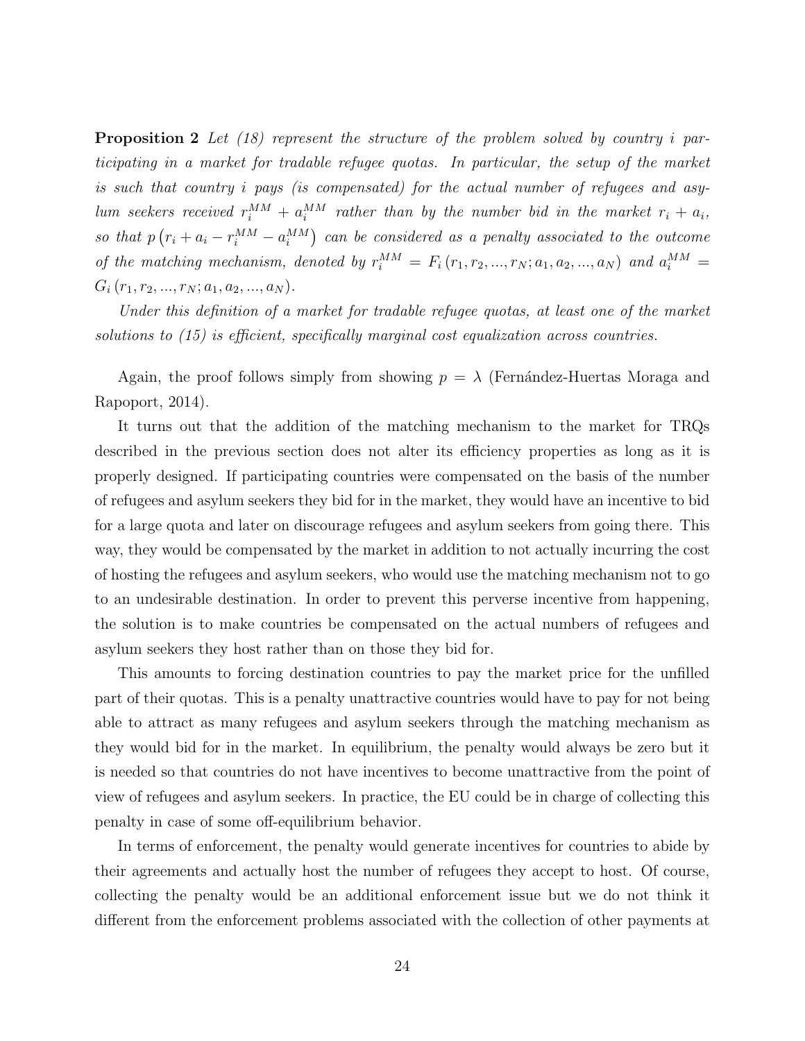**Proposition 2** *Let (18) represent the structure of the problem solved by country $i$ participating in a market for tradable refugee quotas. In particular, the setup of the market is such that country $i$ pays (is compensated) for the actual number of refugees and asylum seekers received $r_i^{MM} + a_i^{MM}$ rather than by the number bid in the market $r_i + a_i$, so that $p\left(r_i + a_i - r_i^{MM} - a_i^{MM}\right)$ can be considered as a penalty associated to the outcome of the matching mechanism, denoted by $r_i^{MM} = F_i\left(r_1, r_2, ..., r_N; a_1, a_2, ..., a_N\right)$ and $a_i^{MM} = G_i\left(r_1, r_2, ..., r_N; a_1, a_2, ..., a_N\right)$.*

*Under this definition of a market for tradable refugee quotas, at least one of the market solutions to (15) is efficient, specifically marginal cost equalization across countries.*

Again, the proof follows simply from showing $p = \lambda$ (Fernández-Huertas Moraga and Rapoport, 2014).

It turns out that the addition of the matching mechanism to the market for TRQs described in the previous section does not alter its efficiency properties as long as it is properly designed. If participating countries were compensated on the basis of the number of refugees and asylum seekers they bid for in the market, they would have an incentive to bid for a large quota and later on discourage refugees and asylum seekers from going there. This way, they would be compensated by the market in addition to not actually incurring the cost of hosting the refugees and asylum seekers, who would use the matching mechanism not to go to an undesirable destination. In order to prevent this perverse incentive from happening, the solution is to make countries be compensated on the actual numbers of refugees and asylum seekers they host rather than on those they bid for.

This amounts to forcing destination countries to pay the market price for the unfilled part of their quotas. This is a penalty unattractive countries would have to pay for not being able to attract as many refugees and asylum seekers through the matching mechanism as they would bid for in the market. In equilibrium, the penalty would always be zero but it is needed so that countries do not have incentives to become unattractive from the point of view of refugees and asylum seekers. In practice, the EU could be in charge of collecting this penalty in case of some off-equilibrium behavior.

In terms of enforcement, the penalty would generate incentives for countries to abide by their agreements and actually host the number of refugees they accept to host. Of course, collecting the penalty would be an additional enforcement issue but we do not think it different from the enforcement problems associated with the collection of other payments at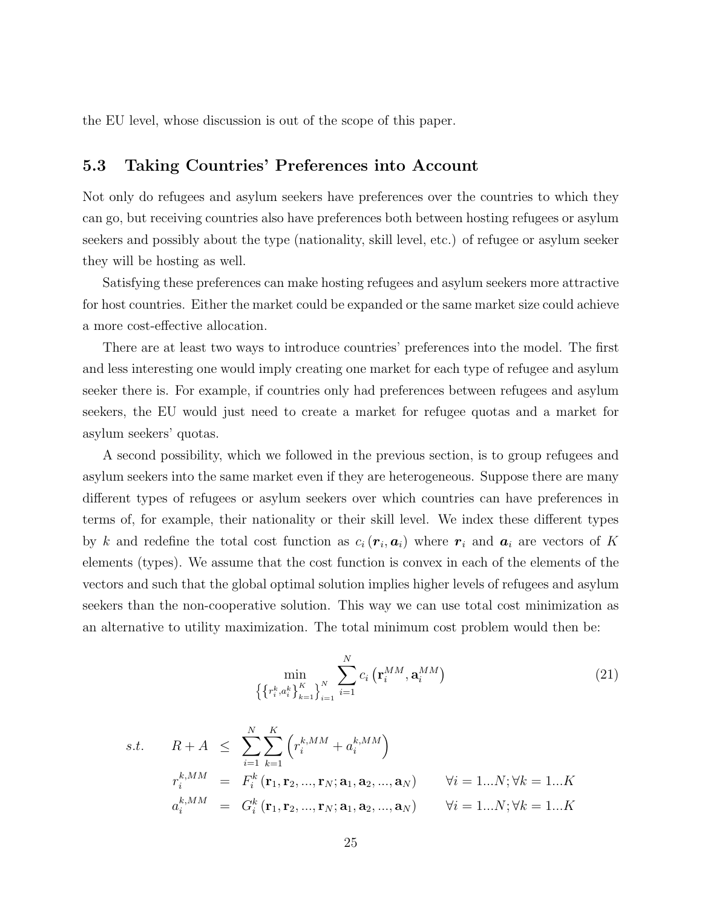the EU level, whose discussion is out of the scope of this paper.

### 5.3 Taking Countries' Preferences into Account

Not only do refugees and asylum seekers have preferences over the countries to which they can go, but receiving countries also have preferences both between hosting refugees or asylum seekers and possibly about the type (nationality, skill level, etc.) of refugee or asylum seeker they will be hosting as well.

Satisfying these preferences can make hosting refugees and asylum seekers more attractive for host countries. Either the market could be expanded or the same market size could achieve a more cost-effective allocation.

There are at least two ways to introduce countries' preferences into the model. The first and less interesting one would imply creating one market for each type of refugee and asylum seeker there is. For example, if countries only had preferences between refugees and asylum seekers, the EU would just need to create a market for refugee quotas and a market for asylum seekers' quotas.

A second possibility, which we followed in the previous section, is to group refugees and asylum seekers into the same market even if they are heterogeneous. Suppose there are many different types of refugees or asylum seekers over which countries can have preferences in terms of, for example, their nationality or their skill level. We index these different types by $k$ and redefine the total cost function as $c_i(\boldsymbol{r}_i, \boldsymbol{a}_i)$ where $\boldsymbol{r}_i$ and $\boldsymbol{a}_i$ are vectors of $K$ elements (types). We assume that the cost function is convex in each of the elements of the vectors and such that the global optimal solution implies higher levels of refugees and asylum seekers than the non-cooperative solution. This way we can use total cost minimization as an alternative to utility maximization. The total minimum cost problem would then be:

$$\min_{\left\{\left\{r_i^k, a_i^k\right\}_{k=1}^K\right\}_{i=1}^N} \sum_{i=1}^N c_i\left(\mathbf{r}_i^{MM}, \mathbf{a}_i^{MM}\right) \tag{21}$$

$$\begin{aligned}
s.t. \qquad R + A &\leq \sum_{i=1}^N \sum_{k=1}^K \left(r_i^{k,MM} + a_i^{k,MM}\right) \\
r_i^{k,MM} &= F_i^k\left(\mathbf{r}_1, \mathbf{r}_2, ..., \mathbf{r}_N; \mathbf{a}_1, \mathbf{a}_2, ..., \mathbf{a}_N\right) \qquad \forall i = 1...N; \forall k = 1...K \\
a_i^{k,MM} &= G_i^k\left(\mathbf{r}_1, \mathbf{r}_2, ..., \mathbf{r}_N; \mathbf{a}_1, \mathbf{a}_2, ..., \mathbf{a}_N\right) \qquad \forall i = 1...N; \forall k = 1...K
\end{aligned}$$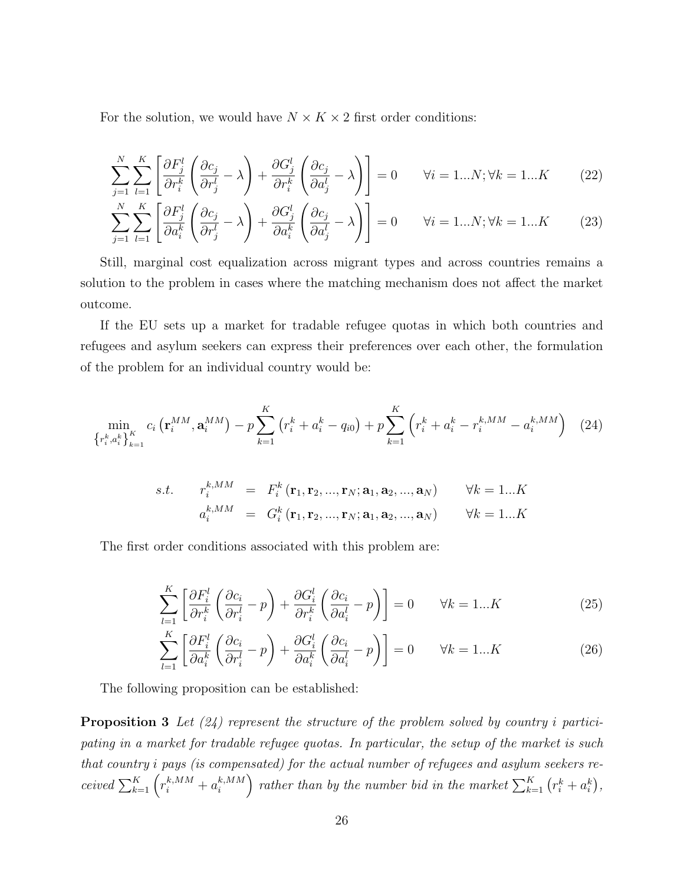For the solution, we would have $N \times K \times 2$ first order conditions:

$$\sum_{j=1}^{N} \sum_{l=1}^{K} \left[ \frac{\partial F_j^l}{\partial r_i^k} \left( \frac{\partial c_j}{\partial r_j^l} - \lambda \right) + \frac{\partial G_j^l}{\partial r_i^k} \left( \frac{\partial c_j}{\partial a_j^l} - \lambda \right) \right] = 0 \qquad \forall i = 1...N; \forall k = 1...K \tag{22}$$

$$\sum_{j=1}^{N} \sum_{l=1}^{K} \left[ \frac{\partial F_j^l}{\partial a_i^k} \left( \frac{\partial c_j}{\partial r_j^l} - \lambda \right) + \frac{\partial G_j^l}{\partial a_i^k} \left( \frac{\partial c_j}{\partial a_j^l} - \lambda \right) \right] = 0 \qquad \forall i = 1...N; \forall k = 1...K \tag{23}$$

Still, marginal cost equalization across migrant types and across countries remains a solution to the problem in cases where the matching mechanism does not affect the market outcome.

If the EU sets up a market for tradable refugee quotas in which both countries and refugees and asylum seekers can express their preferences over each other, the formulation of the problem for an individual country would be:

$$\min_{\left\{r_i^k, a_i^k\right\}_{k=1}^K} c_i \left(\mathbf{r}_i^{MM}, \mathbf{a}_i^{MM}\right) - p \sum_{k=1}^{K} \left(r_i^k + a_i^k - q_{i0}\right) + p \sum_{k=1}^{K} \left(r_i^k + a_i^k - r_i^{k,MM} - a_i^{k,MM}\right) \tag{24}$$

$$\begin{aligned} s.t. \qquad r_i^{k,MM} &= F_i^k \left(\mathbf{r}_1, \mathbf{r}_2, ..., \mathbf{r}_N; \mathbf{a}_1, \mathbf{a}_2, ..., \mathbf{a}_N\right) \qquad \forall k = 1...K \\ a_i^{k,MM} &= G_i^k \left(\mathbf{r}_1, \mathbf{r}_2, ..., \mathbf{r}_N; \mathbf{a}_1, \mathbf{a}_2, ..., \mathbf{a}_N\right) \qquad \forall k = 1...K \end{aligned}$$

The first order conditions associated with this problem are:

$$\sum_{l=1}^{K} \left[ \frac{\partial F_i^l}{\partial r_i^k} \left( \frac{\partial c_i}{\partial r_i^l} - p \right) + \frac{\partial G_i^l}{\partial r_i^k} \left( \frac{\partial c_i}{\partial a_i^l} - p \right) \right] = 0 \qquad \forall k = 1...K \tag{25}$$

$$\sum_{l=1}^{K} \left[ \frac{\partial F_i^l}{\partial a_i^k} \left( \frac{\partial c_i}{\partial r_i^l} - p \right) + \frac{\partial G_i^l}{\partial a_i^k} \left( \frac{\partial c_i}{\partial a_i^l} - p \right) \right] = 0 \qquad \forall k = 1...K \tag{26}$$

The following proposition can be established:

**Proposition 3** *Let (24) represent the structure of the problem solved by country i participating in a market for tradable refugee quotas. In particular, the setup of the market is such that country i pays (is compensated) for the actual number of refugees and asylum seekers received* $\sum_{k=1}^{K} \left(r_i^{k,MM} + a_i^{k,MM}\right)$ *rather than by the number bid in the market* $\sum_{k=1}^{K} \left(r_i^k + a_i^k\right)$,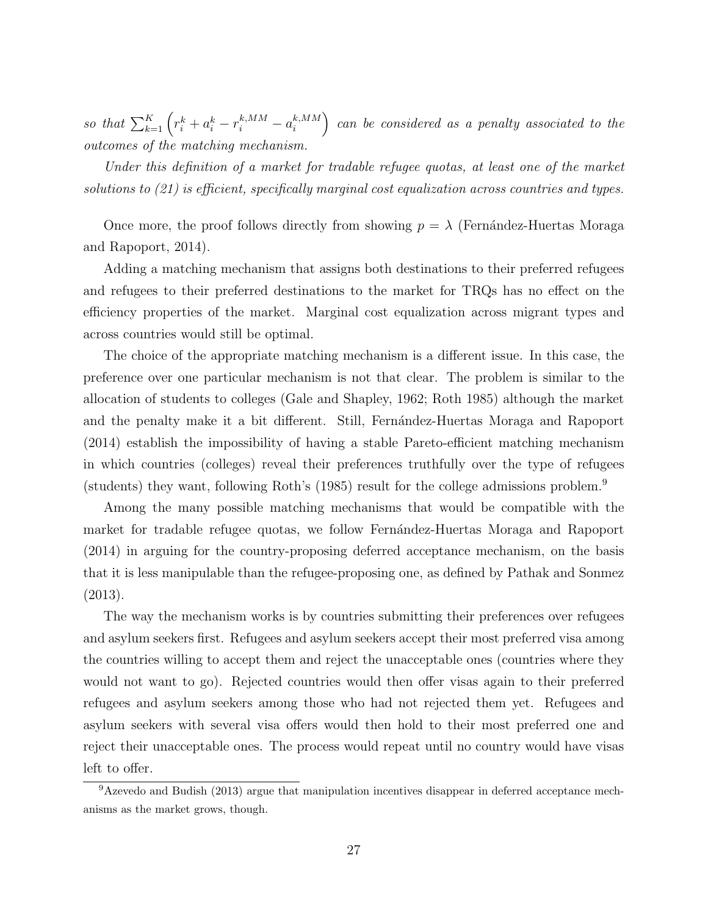*so that* $\sum_{k=1}^{K}\left(r_i^k + a_i^k - r_i^{k,MM} - a_i^{k,MM}\right)$ *can be considered as a penalty associated to the outcomes of the matching mechanism.*

*Under this definition of a market for tradable refugee quotas, at least one of the market solutions to (21) is efficient, specifically marginal cost equalization across countries and types.*

Once more, the proof follows directly from showing $p = \lambda$ (Fernández-Huertas Moraga and Rapoport, 2014).

Adding a matching mechanism that assigns both destinations to their preferred refugees and refugees to their preferred destinations to the market for TRQs has no effect on the efficiency properties of the market. Marginal cost equalization across migrant types and across countries would still be optimal.

The choice of the appropriate matching mechanism is a different issue. In this case, the preference over one particular mechanism is not that clear. The problem is similar to the allocation of students to colleges (Gale and Shapley, 1962; Roth 1985) although the market and the penalty make it a bit different. Still, Fernández-Huertas Moraga and Rapoport (2014) establish the impossibility of having a stable Pareto-efficient matching mechanism in which countries (colleges) reveal their preferences truthfully over the type of refugees (students) they want, following Roth's (1985) result for the college admissions problem.[9]

Among the many possible matching mechanisms that would be compatible with the market for tradable refugee quotas, we follow Fernández-Huertas Moraga and Rapoport (2014) in arguing for the country-proposing deferred acceptance mechanism, on the basis that it is less manipulable than the refugee-proposing one, as defined by Pathak and Sonmez (2013).

The way the mechanism works is by countries submitting their preferences over refugees and asylum seekers first. Refugees and asylum seekers accept their most preferred visa among the countries willing to accept them and reject the unacceptable ones (countries where they would not want to go). Rejected countries would then offer visas again to their preferred refugees and asylum seekers among those who had not rejected them yet. Refugees and asylum seekers with several visa offers would then hold to their most preferred one and reject their unacceptable ones. The process would repeat until no country would have visas left to offer.

[9] Azevedo and Budish (2013) argue that manipulation incentives disappear in deferred acceptance mechanisms as the market grows, though.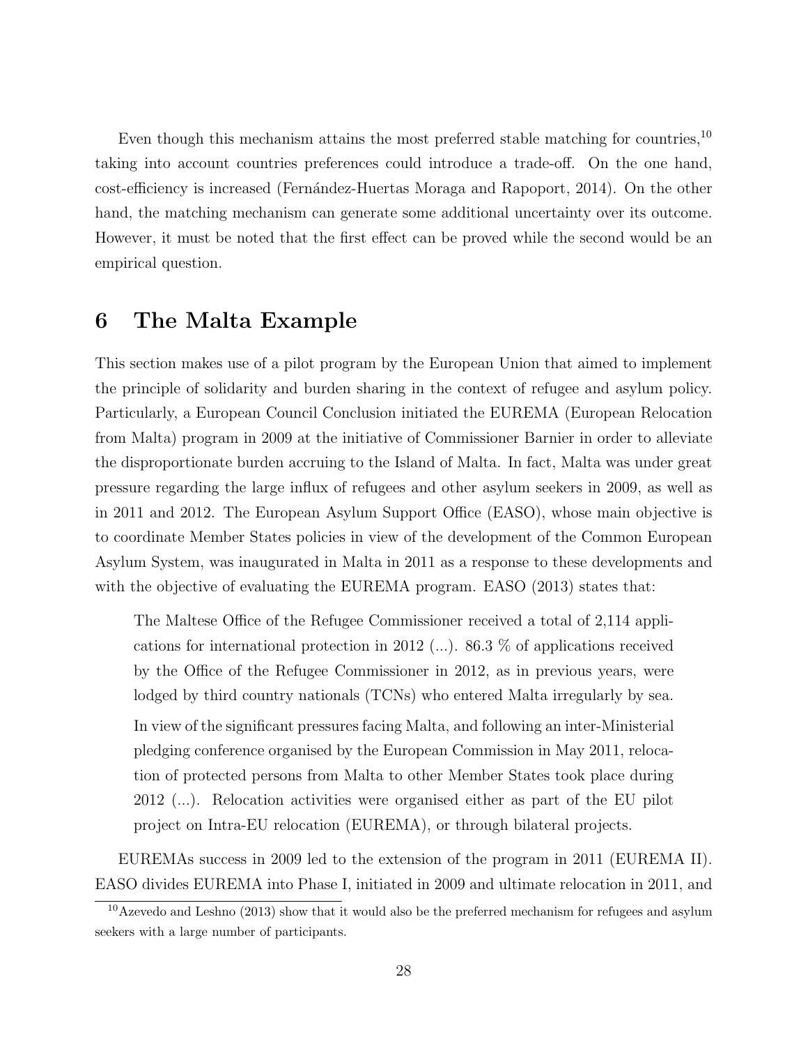Even though this mechanism attains the most preferred stable matching for countries,[10] taking into account countries preferences could introduce a trade-off. On the one hand, cost-efficiency is increased (Fernández-Huertas Moraga and Rapoport, 2014). On the other hand, the matching mechanism can generate some additional uncertainty over its outcome. However, it must be noted that the first effect can be proved while the second would be an empirical question.

# 6 The Malta Example

This section makes use of a pilot program by the European Union that aimed to implement the principle of solidarity and burden sharing in the context of refugee and asylum policy. Particularly, a European Council Conclusion initiated the EUREMA (European Relocation from Malta) program in 2009 at the initiative of Commissioner Barnier in order to alleviate the disproportionate burden accruing to the Island of Malta. In fact, Malta was under great pressure regarding the large influx of refugees and other asylum seekers in 2009, as well as in 2011 and 2012. The European Asylum Support Office (EASO), whose main objective is to coordinate Member States policies in view of the development of the Common European Asylum System, was inaugurated in Malta in 2011 as a response to these developments and with the objective of evaluating the EUREMA program. EASO (2013) states that:

> The Maltese Office of the Refugee Commissioner received a total of 2,114 applications for international protection in 2012 (...). 86.3 % of applications received by the Office of the Refugee Commissioner in 2012, as in previous years, were lodged by third country nationals (TCNs) who entered Malta irregularly by sea.
>
> In view of the significant pressures facing Malta, and following an inter-Ministerial pledging conference organised by the European Commission in May 2011, relocation of protected persons from Malta to other Member States took place during 2012 (...). Relocation activities were organised either as part of the EU pilot project on Intra-EU relocation (EUREMA), or through bilateral projects.

EUREMAs success in 2009 led to the extension of the program in 2011 (EUREMA II). EASO divides EUREMA into Phase I, initiated in 2009 and ultimate relocation in 2011, and

[10] Azevedo and Leshno (2013) show that it would also be the preferred mechanism for refugees and asylum seekers with a large number of participants.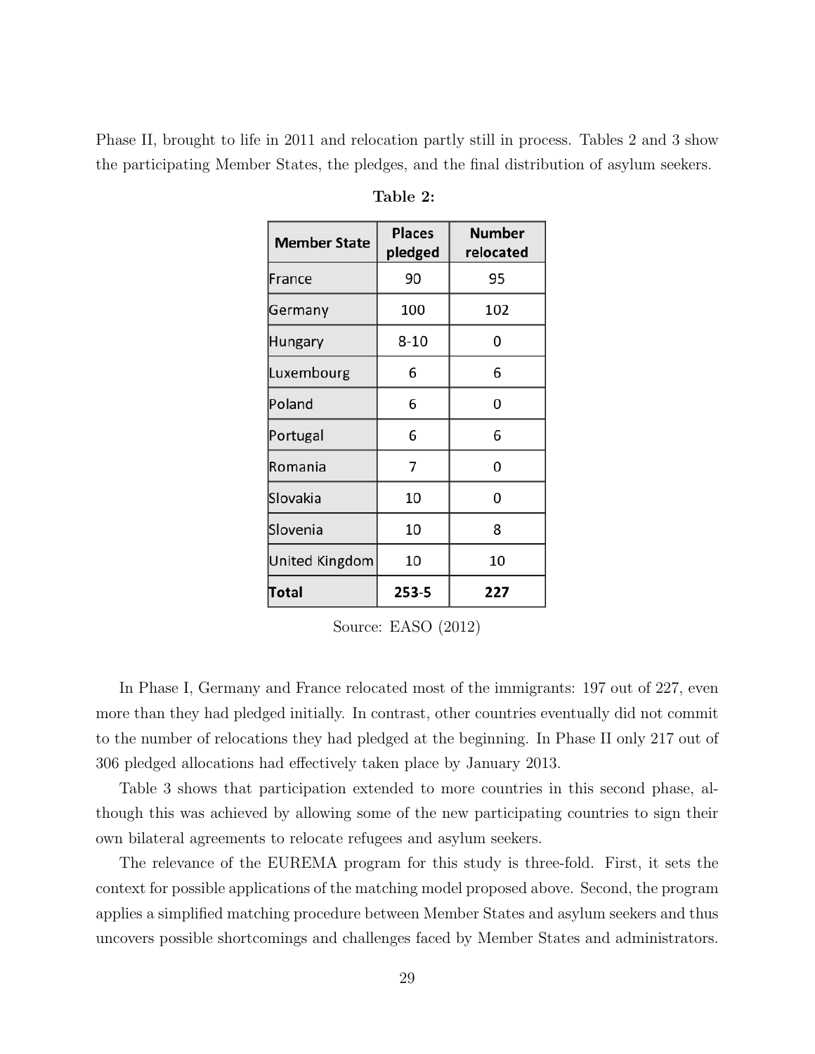Phase II, brought to life in 2011 and relocation partly still in process. Tables 2 and 3 show the participating Member States, the pledges, and the final distribution of asylum seekers.

**Table 2:**

| Member State | Places pledged | Number relocated |
|---|---|---|
| France | 90 | 95 |
| Germany | 100 | 102 |
| Hungary | 8-10 | 0 |
| Luxembourg | 6 | 6 |
| Poland | 6 | 0 |
| Portugal | 6 | 6 |
| Romania | 7 | 0 |
| Slovakia | 10 | 0 |
| Slovenia | 10 | 8 |
| United Kingdom | 10 | 10 |
| **Total** | **253-5** | **227** |

Source: EASO (2012)

In Phase I, Germany and France relocated most of the immigrants: 197 out of 227, even more than they had pledged initially. In contrast, other countries eventually did not commit to the number of relocations they had pledged at the beginning. In Phase II only 217 out of 306 pledged allocations had effectively taken place by January 2013.

Table 3 shows that participation extended to more countries in this second phase, although this was achieved by allowing some of the new participating countries to sign their own bilateral agreements to relocate refugees and asylum seekers.

The relevance of the EUREMA program for this study is three-fold. First, it sets the context for possible applications of the matching model proposed above. Second, the program applies a simplified matching procedure between Member States and asylum seekers and thus uncovers possible shortcomings and challenges faced by Member States and administrators.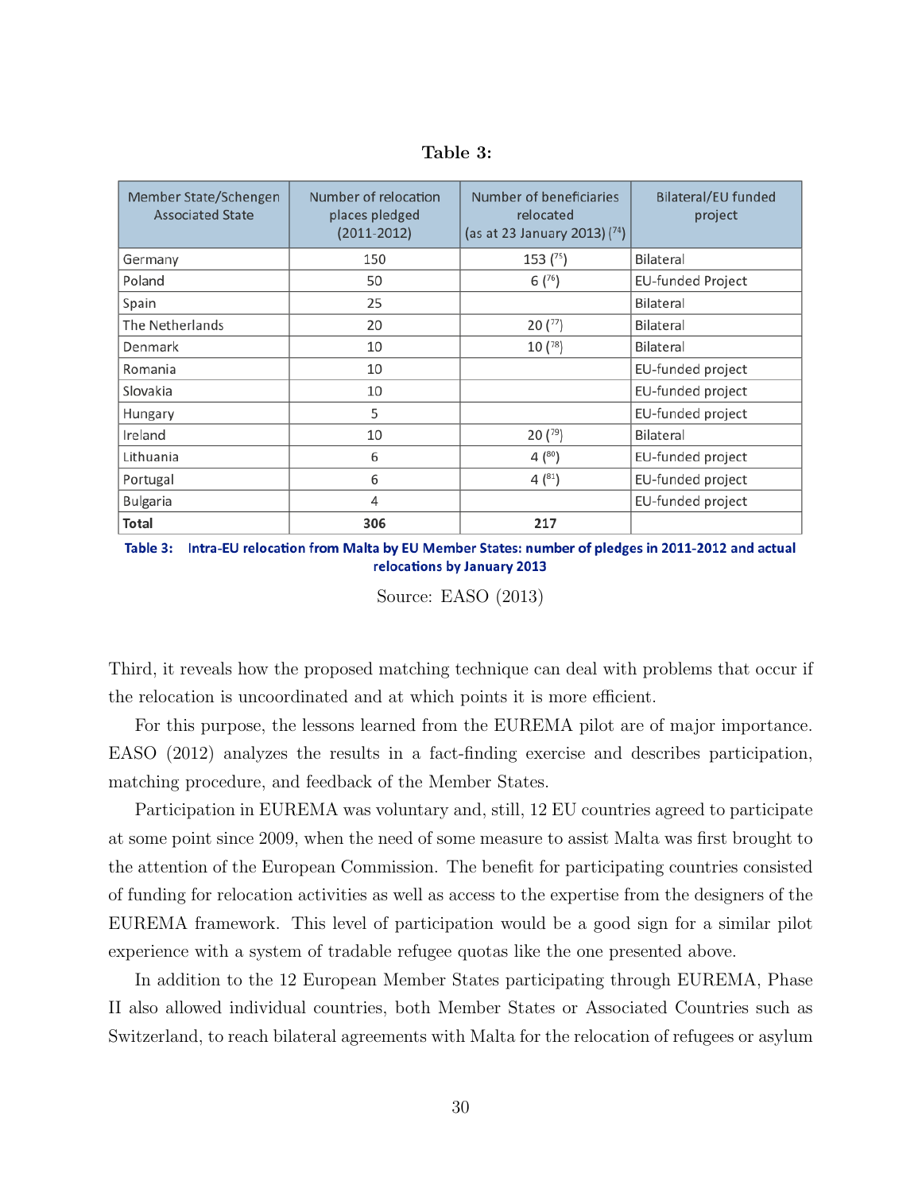**Table 3:**

| Member State/Schengen Associated State | Number of relocation places pledged (2011-2012) | Number of beneficiaries relocated (as at 23 January 2013) [74] | Bilateral/EU funded project |
|---|---|---|---|
| Germany | 150 | 153 [75] | Bilateral |
| Poland | 50 | 6 [76] | EU-funded Project |
| Spain | 25 | | Bilateral |
| The Netherlands | 20 | 20 [77] | Bilateral |
| Denmark | 10 | 10 [78] | Bilateral |
| Romania | 10 | | EU-funded project |
| Slovakia | 10 | | EU-funded project |
| Hungary | 5 | | EU-funded project |
| Ireland | 10 | 20 [79] | Bilateral |
| Lithuania | 6 | 4 [80] | EU-funded project |
| Portugal | 6 | 4 [81] | EU-funded project |
| Bulgaria | 4 | | EU-funded project |
| **Total** | **306** | **217** | |

**Table 3: Intra-EU relocation from Malta by EU Member States: number of pledges in 2011-2012 and actual relocations by January 2013**

Source: EASO (2013)

Third, it reveals how the proposed matching technique can deal with problems that occur if the relocation is uncoordinated and at which points it is more efficient.

For this purpose, the lessons learned from the EUREMA pilot are of major importance. EASO (2012) analyzes the results in a fact-finding exercise and describes participation, matching procedure, and feedback of the Member States.

Participation in EUREMA was voluntary and, still, 12 EU countries agreed to participate at some point since 2009, when the need of some measure to assist Malta was first brought to the attention of the European Commission. The benefit for participating countries consisted of funding for relocation activities as well as access to the expertise from the designers of the EUREMA framework. This level of participation would be a good sign for a similar pilot experience with a system of tradable refugee quotas like the one presented above.

In addition to the 12 European Member States participating through EUREMA, Phase II also allowed individual countries, both Member States or Associated Countries such as Switzerland, to reach bilateral agreements with Malta for the relocation of refugees or asylum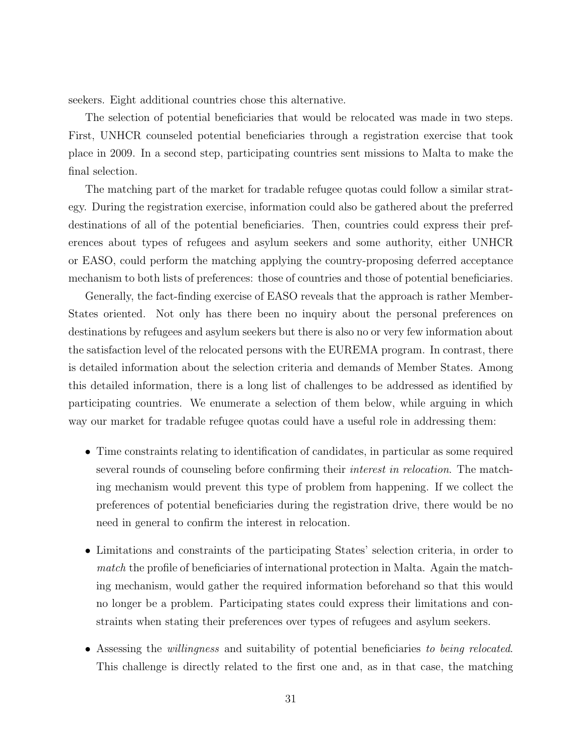seekers. Eight additional countries chose this alternative.

The selection of potential beneficiaries that would be relocated was made in two steps. First, UNHCR counseled potential beneficiaries through a registration exercise that took place in 2009. In a second step, participating countries sent missions to Malta to make the final selection.

The matching part of the market for tradable refugee quotas could follow a similar strategy. During the registration exercise, information could also be gathered about the preferred destinations of all of the potential beneficiaries. Then, countries could express their preferences about types of refugees and asylum seekers and some authority, either UNHCR or EASO, could perform the matching applying the country-proposing deferred acceptance mechanism to both lists of preferences: those of countries and those of potential beneficiaries.

Generally, the fact-finding exercise of EASO reveals that the approach is rather Member-States oriented. Not only has there been no inquiry about the personal preferences on destinations by refugees and asylum seekers but there is also no or very few information about the satisfaction level of the relocated persons with the EUREMA program. In contrast, there is detailed information about the selection criteria and demands of Member States. Among this detailed information, there is a long list of challenges to be addressed as identified by participating countries. We enumerate a selection of them below, while arguing in which way our market for tradable refugee quotas could have a useful role in addressing them:

- Time constraints relating to identification of candidates, in particular as some required several rounds of counseling before confirming their *interest in relocation*. The matching mechanism would prevent this type of problem from happening. If we collect the preferences of potential beneficiaries during the registration drive, there would be no need in general to confirm the interest in relocation.

- Limitations and constraints of the participating States' selection criteria, in order to *match* the profile of beneficiaries of international protection in Malta. Again the matching mechanism, would gather the required information beforehand so that this would no longer be a problem. Participating states could express their limitations and constraints when stating their preferences over types of refugees and asylum seekers.

- Assessing the *willingness* and suitability of potential beneficiaries *to being relocated*. This challenge is directly related to the first one and, as in that case, the matching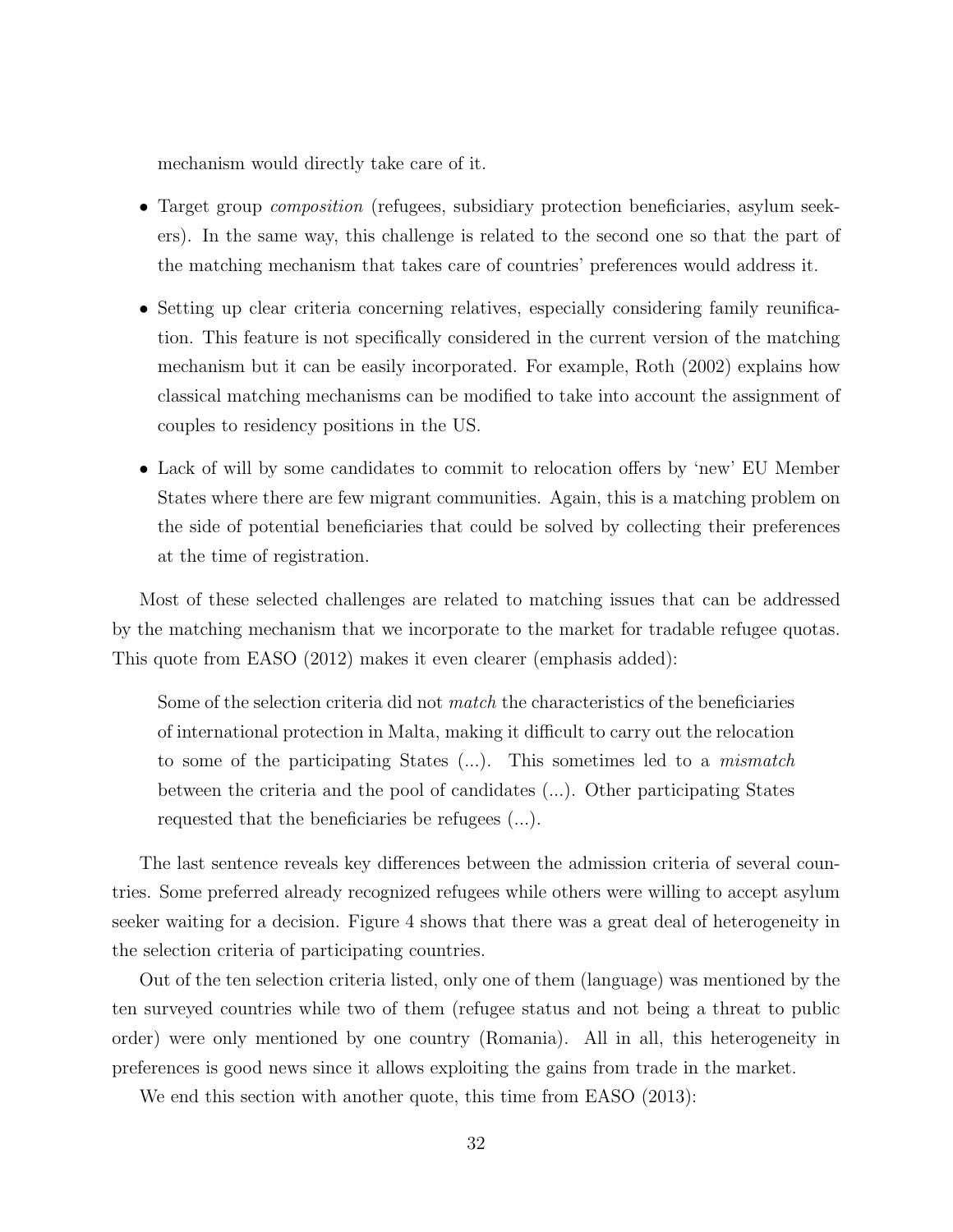mechanism would directly take care of it.

- Target group *composition* (refugees, subsidiary protection beneficiaries, asylum seekers). In the same way, this challenge is related to the second one so that the part of the matching mechanism that takes care of countries' preferences would address it.
- Setting up clear criteria concerning relatives, especially considering family reunification. This feature is not specifically considered in the current version of the matching mechanism but it can be easily incorporated. For example, Roth (2002) explains how classical matching mechanisms can be modified to take into account the assignment of couples to residency positions in the US.
- Lack of will by some candidates to commit to relocation offers by 'new' EU Member States where there are few migrant communities. Again, this is a matching problem on the side of potential beneficiaries that could be solved by collecting their preferences at the time of registration.

Most of these selected challenges are related to matching issues that can be addressed by the matching mechanism that we incorporate to the market for tradable refugee quotas. This quote from EASO (2012) makes it even clearer (emphasis added):

> Some of the selection criteria did not *match* the characteristics of the beneficiaries of international protection in Malta, making it difficult to carry out the relocation to some of the participating States (...). This sometimes led to a *mismatch* between the criteria and the pool of candidates (...). Other participating States requested that the beneficiaries be refugees (...).

The last sentence reveals key differences between the admission criteria of several countries. Some preferred already recognized refugees while others were willing to accept asylum seeker waiting for a decision. Figure 4 shows that there was a great deal of heterogeneity in the selection criteria of participating countries.

Out of the ten selection criteria listed, only one of them (language) was mentioned by the ten surveyed countries while two of them (refugee status and not being a threat to public order) were only mentioned by one country (Romania). All in all, this heterogeneity in preferences is good news since it allows exploiting the gains from trade in the market.

We end this section with another quote, this time from EASO (2013):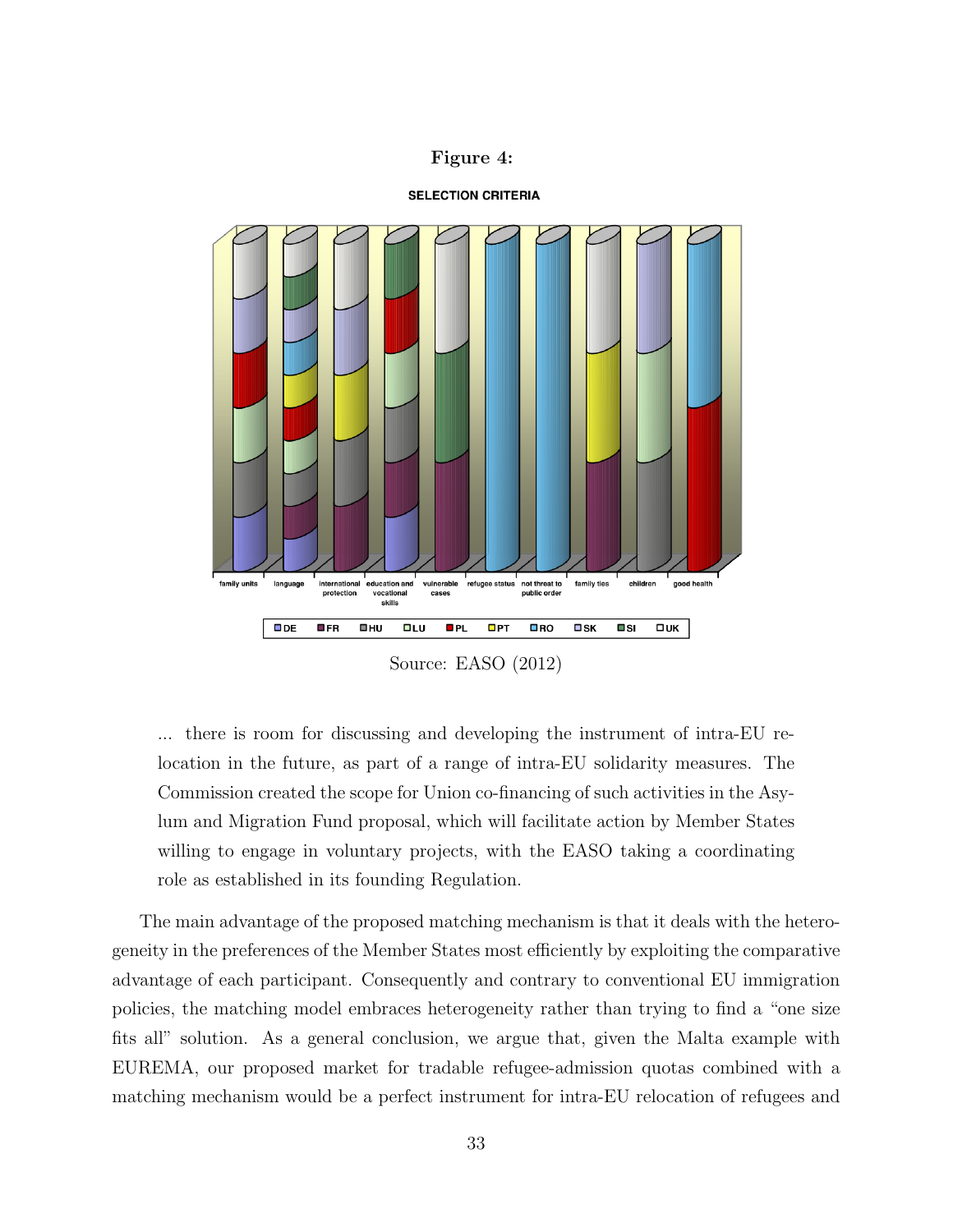**Figure 4:**

**SELECTION CRITERIA**

family units | language | international protection | education and vocational skills | vulnerable cases | refugee status | not threat to public order | family ties | children | good health

DE | FR | HU | LU | PL | PT | RO | SK | SI | UK

Source: EASO (2012)

> ... there is room for discussing and developing the instrument of intra-EU relocation in the future, as part of a range of intra-EU solidarity measures. The Commission created the scope for Union co-financing of such activities in the Asylum and Migration Fund proposal, which will facilitate action by Member States willing to engage in voluntary projects, with the EASO taking a coordinating role as established in its founding Regulation.

The main advantage of the proposed matching mechanism is that it deals with the heterogeneity in the preferences of the Member States most efficiently by exploiting the comparative advantage of each participant. Consequently and contrary to conventional EU immigration policies, the matching model embraces heterogeneity rather than trying to find a "one size fits all" solution. As a general conclusion, we argue that, given the Malta example with EUREMA, our proposed market for tradable refugee-admission quotas combined with a matching mechanism would be a perfect instrument for intra-EU relocation of refugees and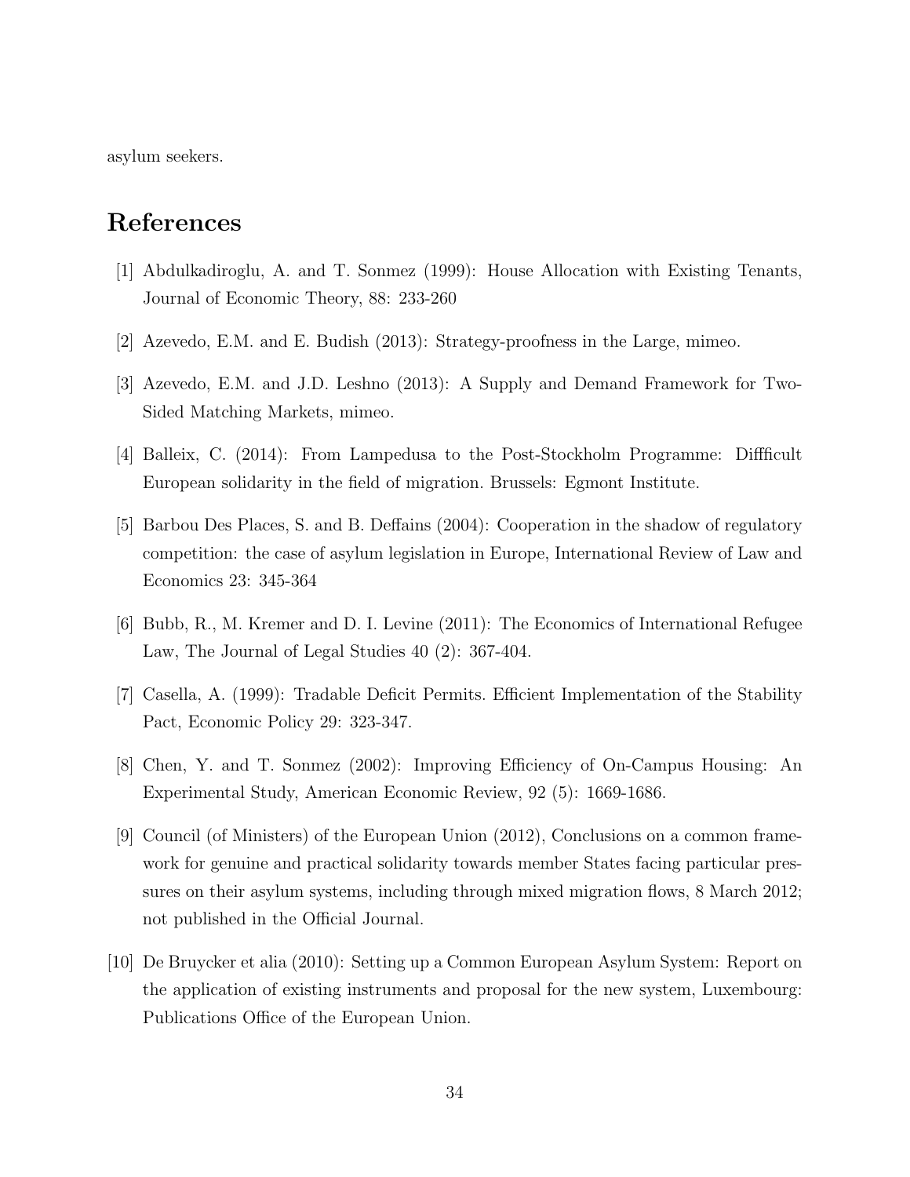asylum seekers.

# References

[1] Abdulkadiroglu, A. and T. Sonmez (1999): House Allocation with Existing Tenants, Journal of Economic Theory, 88: 233-260

[2] Azevedo, E.M. and E. Budish (2013): Strategy-proofness in the Large, mimeo.

[3] Azevedo, E.M. and J.D. Leshno (2013): A Supply and Demand Framework for Two-Sided Matching Markets, mimeo.

[4] Balleix, C. (2014): From Lampedusa to the Post-Stockholm Programme: Diffficult European solidarity in the field of migration. Brussels: Egmont Institute.

[5] Barbou Des Places, S. and B. Deffains (2004): Cooperation in the shadow of regulatory competition: the case of asylum legislation in Europe, International Review of Law and Economics 23: 345-364

[6] Bubb, R., M. Kremer and D. I. Levine (2011): The Economics of International Refugee Law, The Journal of Legal Studies 40 (2): 367-404.

[7] Casella, A. (1999): Tradable Deficit Permits. Efficient Implementation of the Stability Pact, Economic Policy 29: 323-347.

[8] Chen, Y. and T. Sonmez (2002): Improving Efficiency of On-Campus Housing: An Experimental Study, American Economic Review, 92 (5): 1669-1686.

[9] Council (of Ministers) of the European Union (2012), Conclusions on a common framework for genuine and practical solidarity towards member States facing particular pressures on their asylum systems, including through mixed migration flows, 8 March 2012; not published in the Official Journal.

[10] De Bruycker et alia (2010): Setting up a Common European Asylum System: Report on the application of existing instruments and proposal for the new system, Luxembourg: Publications Office of the European Union.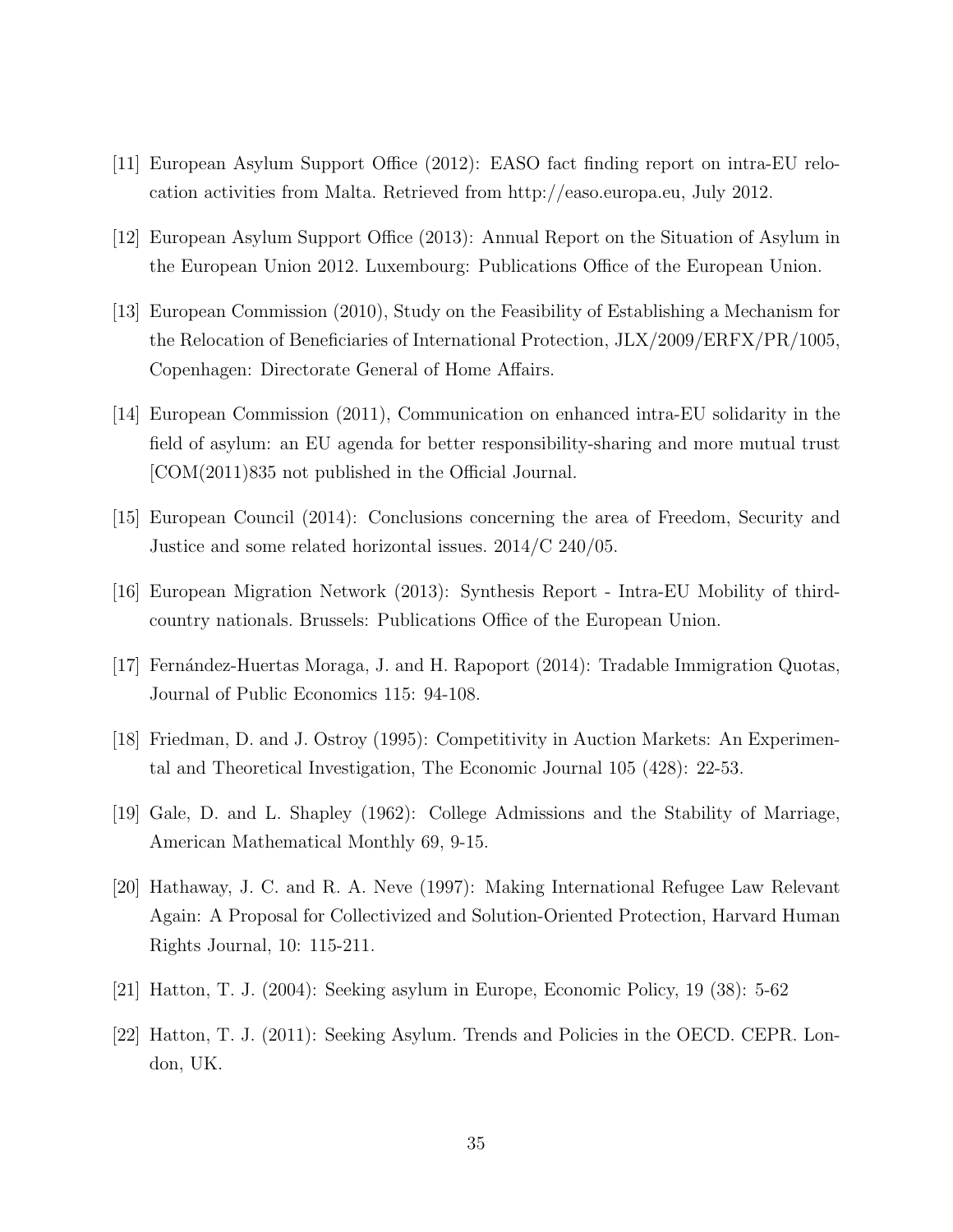[11] European Asylum Support Office (2012): EASO fact finding report on intra-EU relocation activities from Malta. Retrieved from http://easo.europa.eu, July 2012.

[12] European Asylum Support Office (2013): Annual Report on the Situation of Asylum in the European Union 2012. Luxembourg: Publications Office of the European Union.

[13] European Commission (2010), Study on the Feasibility of Establishing a Mechanism for the Relocation of Beneficiaries of International Protection, JLX/2009/ERFX/PR/1005, Copenhagen: Directorate General of Home Affairs.

[14] European Commission (2011), Communication on enhanced intra-EU solidarity in the field of asylum: an EU agenda for better responsibility-sharing and more mutual trust [COM(2011)835 not published in the Official Journal.

[15] European Council (2014): Conclusions concerning the area of Freedom, Security and Justice and some related horizontal issues. 2014/C 240/05.

[16] European Migration Network (2013): Synthesis Report - Intra-EU Mobility of third-country nationals. Brussels: Publications Office of the European Union.

[17] Fernández-Huertas Moraga, J. and H. Rapoport (2014): Tradable Immigration Quotas, Journal of Public Economics 115: 94-108.

[18] Friedman, D. and J. Ostroy (1995): Competitivity in Auction Markets: An Experimental and Theoretical Investigation, The Economic Journal 105 (428): 22-53.

[19] Gale, D. and L. Shapley (1962): College Admissions and the Stability of Marriage, American Mathematical Monthly 69, 9-15.

[20] Hathaway, J. C. and R. A. Neve (1997): Making International Refugee Law Relevant Again: A Proposal for Collectivized and Solution-Oriented Protection, Harvard Human Rights Journal, 10: 115-211.

[21] Hatton, T. J. (2004): Seeking asylum in Europe, Economic Policy, 19 (38): 5-62

[22] Hatton, T. J. (2011): Seeking Asylum. Trends and Policies in the OECD. CEPR. London, UK.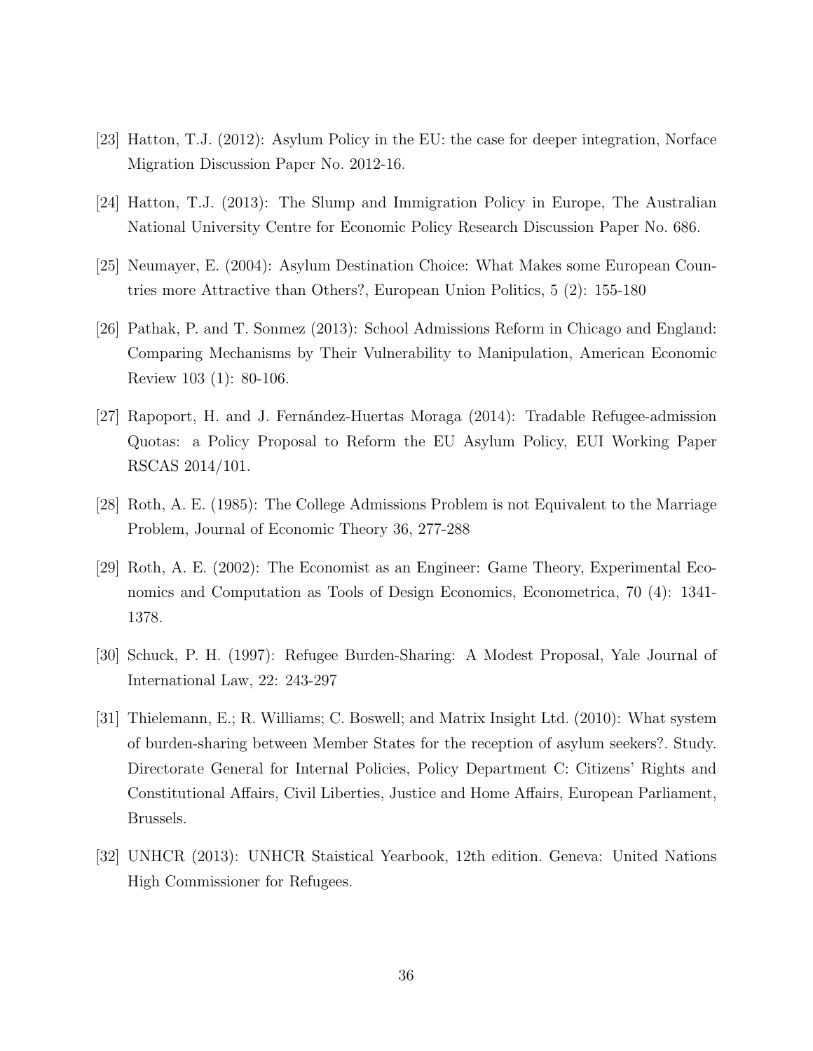[23] Hatton, T.J. (2012): Asylum Policy in the EU: the case for deeper integration, Norface Migration Discussion Paper No. 2012-16.

[24] Hatton, T.J. (2013): The Slump and Immigration Policy in Europe, The Australian National University Centre for Economic Policy Research Discussion Paper No. 686.

[25] Neumayer, E. (2004): Asylum Destination Choice: What Makes some European Countries more Attractive than Others?, European Union Politics, 5 (2): 155-180

[26] Pathak, P. and T. Sonmez (2013): School Admissions Reform in Chicago and England: Comparing Mechanisms by Their Vulnerability to Manipulation, American Economic Review 103 (1): 80-106.

[27] Rapoport, H. and J. Fernández-Huertas Moraga (2014): Tradable Refugee-admission Quotas: a Policy Proposal to Reform the EU Asylum Policy, EUI Working Paper RSCAS 2014/101.

[28] Roth, A. E. (1985): The College Admissions Problem is not Equivalent to the Marriage Problem, Journal of Economic Theory 36, 277-288

[29] Roth, A. E. (2002): The Economist as an Engineer: Game Theory, Experimental Economics and Computation as Tools of Design Economics, Econometrica, 70 (4): 1341-1378.

[30] Schuck, P. H. (1997): Refugee Burden-Sharing: A Modest Proposal, Yale Journal of International Law, 22: 243-297

[31] Thielemann, E.; R. Williams; C. Boswell; and Matrix Insight Ltd. (2010): What system of burden-sharing between Member States for the reception of asylum seekers?. Study. Directorate General for Internal Policies, Policy Department C: Citizens' Rights and Constitutional Affairs, Civil Liberties, Justice and Home Affairs, European Parliament, Brussels.

[32] UNHCR (2013): UNHCR Staistical Yearbook, 12th edition. Geneva: United Nations High Commissioner for Refugees.